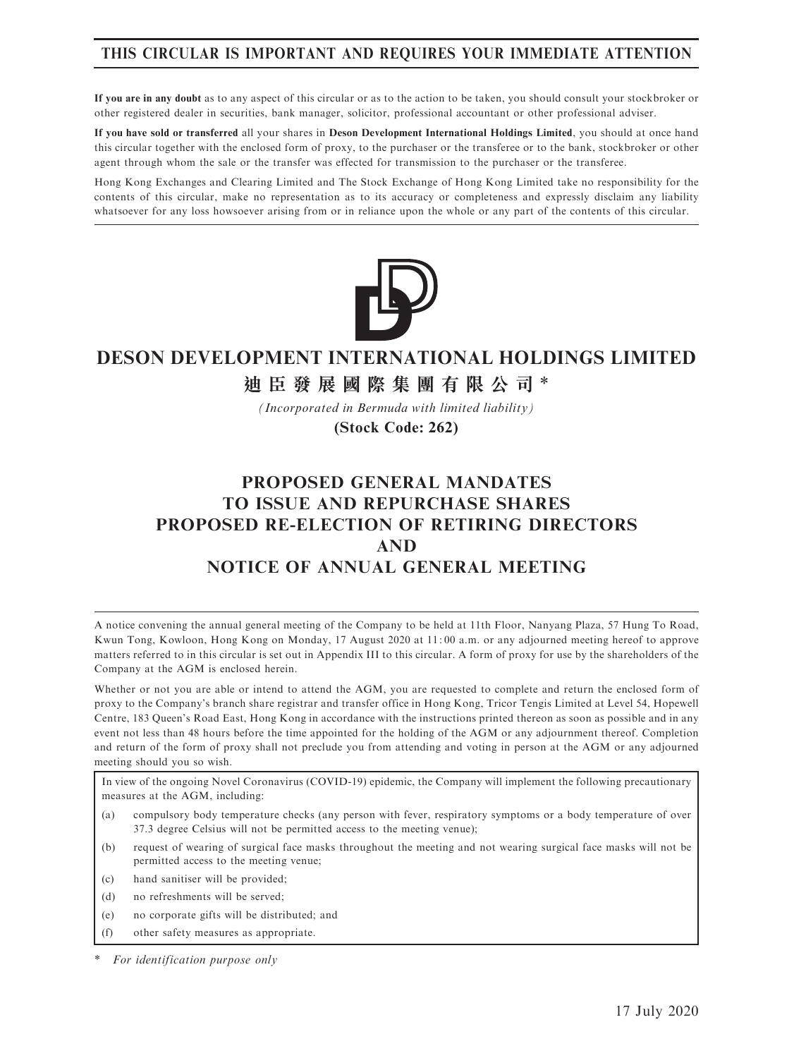**THIS CIRCULAR IS IMPORTANT AND REQUIRES YOUR IMMEDIATE ATTENTION**

**If you are in any doubt** as to any aspect of this circular or as to the action to be taken, you should consult your stockbroker or other registered dealer in securities, bank manager, solicitor, professional accountant or other professional adviser.

**If you have sold or transferred** all your shares in **Deson Development International Holdings Limited**, you should at once hand this circular together with the enclosed form of proxy, to the purchaser or the transferee or to the bank, stockbroker or other agent through whom the sale or the transfer was effected for transmission to the purchaser or the transferee.

Hong Kong Exchanges and Clearing Limited and The Stock Exchange of Hong Kong Limited take no responsibility for the contents of this circular, make no representation as to its accuracy or completeness and expressly disclaim any liability whatsoever for any loss howsoever arising from or in reliance upon the whole or any part of the contents of this circular.

# DESON DEVELOPMENT INTERNATIONAL HOLDINGS LIMITED

**迪臣發展國際集團有限公司** *

*(Incorporated in Bermuda with limited liability)*

**(Stock Code: 262)**

## PROPOSED GENERAL MANDATES TO ISSUE AND REPURCHASE SHARES PROPOSED RE-ELECTION OF RETIRING DIRECTORS AND NOTICE OF ANNUAL GENERAL MEETING

A notice convening the annual general meeting of the Company to be held at 11th Floor, Nanyang Plaza, 57 Hung To Road, Kwun Tong, Kowloon, Hong Kong on Monday, 17 August 2020 at 11:00 a.m. or any adjourned meeting hereof to approve matters referred to in this circular is set out in Appendix III to this circular. A form of proxy for use by the shareholders of the Company at the AGM is enclosed herein.

Whether or not you are able or intend to attend the AGM, you are requested to complete and return the enclosed form of proxy to the Company's branch share registrar and transfer office in Hong Kong, Tricor Tengis Limited at Level 54, Hopewell Centre, 183 Queen's Road East, Hong Kong in accordance with the instructions printed thereon as soon as possible and in any event not less than 48 hours before the time appointed for the holding of the AGM or any adjournment thereof. Completion and return of the form of proxy shall not preclude you from attending and voting in person at the AGM or any adjourned meeting should you so wish.

In view of the ongoing Novel Coronavirus (COVID-19) epidemic, the Company will implement the following precautionary measures at the AGM, including:

(a) compulsory body temperature checks (any person with fever, respiratory symptoms or a body temperature of over 37.3 degree Celsius will not be permitted access to the meeting venue);

(b) request of wearing of surgical face masks throughout the meeting and not wearing surgical face masks will not be permitted access to the meeting venue;

(c) hand sanitiser will be provided;

(d) no refreshments will be served;

(e) no corporate gifts will be distributed; and

(f) other safety measures as appropriate.

\* *For identification purpose only*

17 July 2020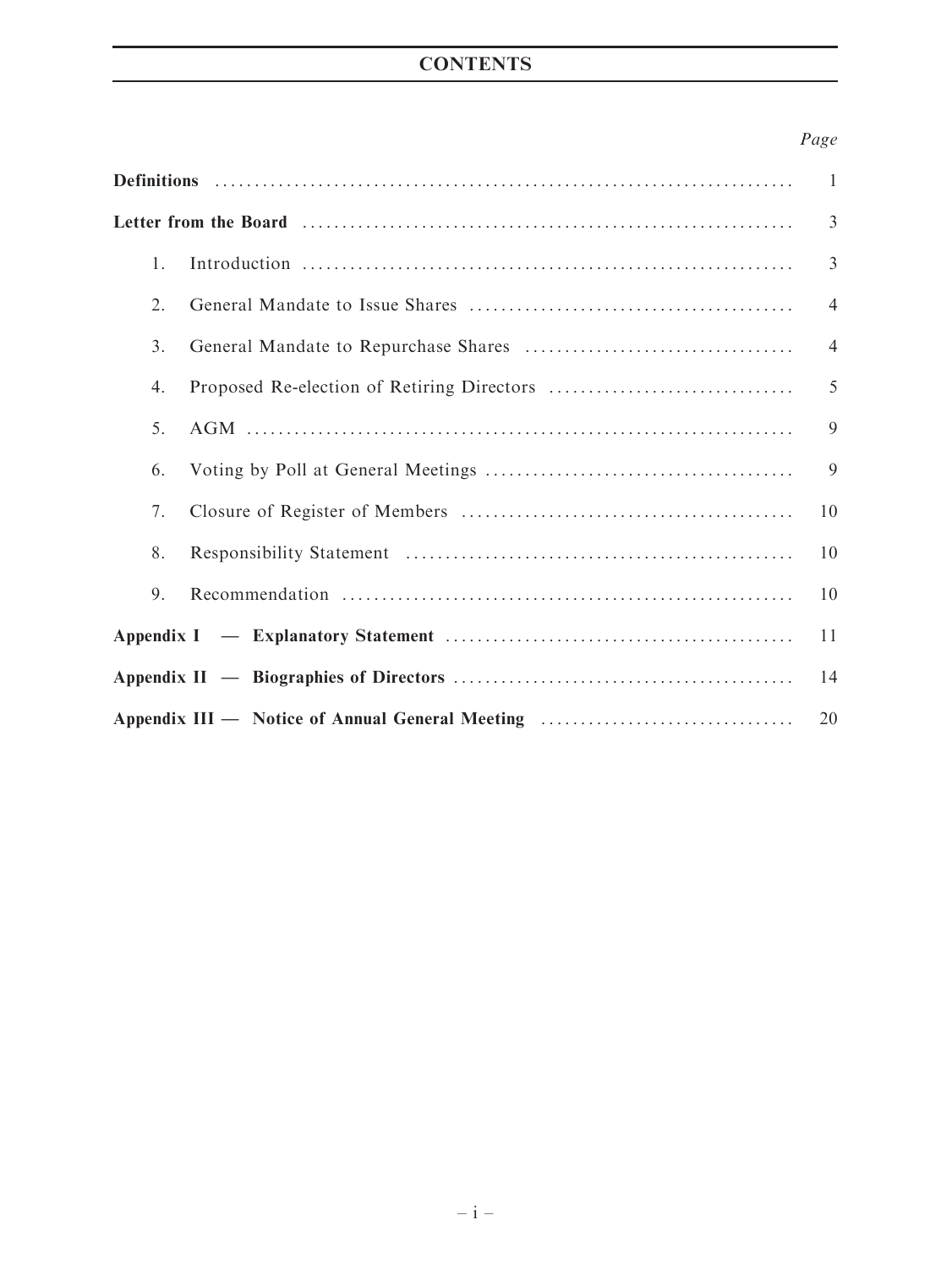# CONTENTS

| | Page |
|---|---|
| **Definitions** | 1 |
| **Letter from the Board** | 3 |
| 1. Introduction | 3 |
| 2. General Mandate to Issue Shares | 4 |
| 3. General Mandate to Repurchase Shares | 4 |
| 4. Proposed Re-election of Retiring Directors | 5 |
| 5. AGM | 9 |
| 6. Voting by Poll at General Meetings | 9 |
| 7. Closure of Register of Members | 10 |
| 8. Responsibility Statement | 10 |
| 9. Recommendation | 10 |
| **Appendix I — Explanatory Statement** | 11 |
| **Appendix II — Biographies of Directors** | 14 |
| **Appendix III — Notice of Annual General Meeting** | 20 |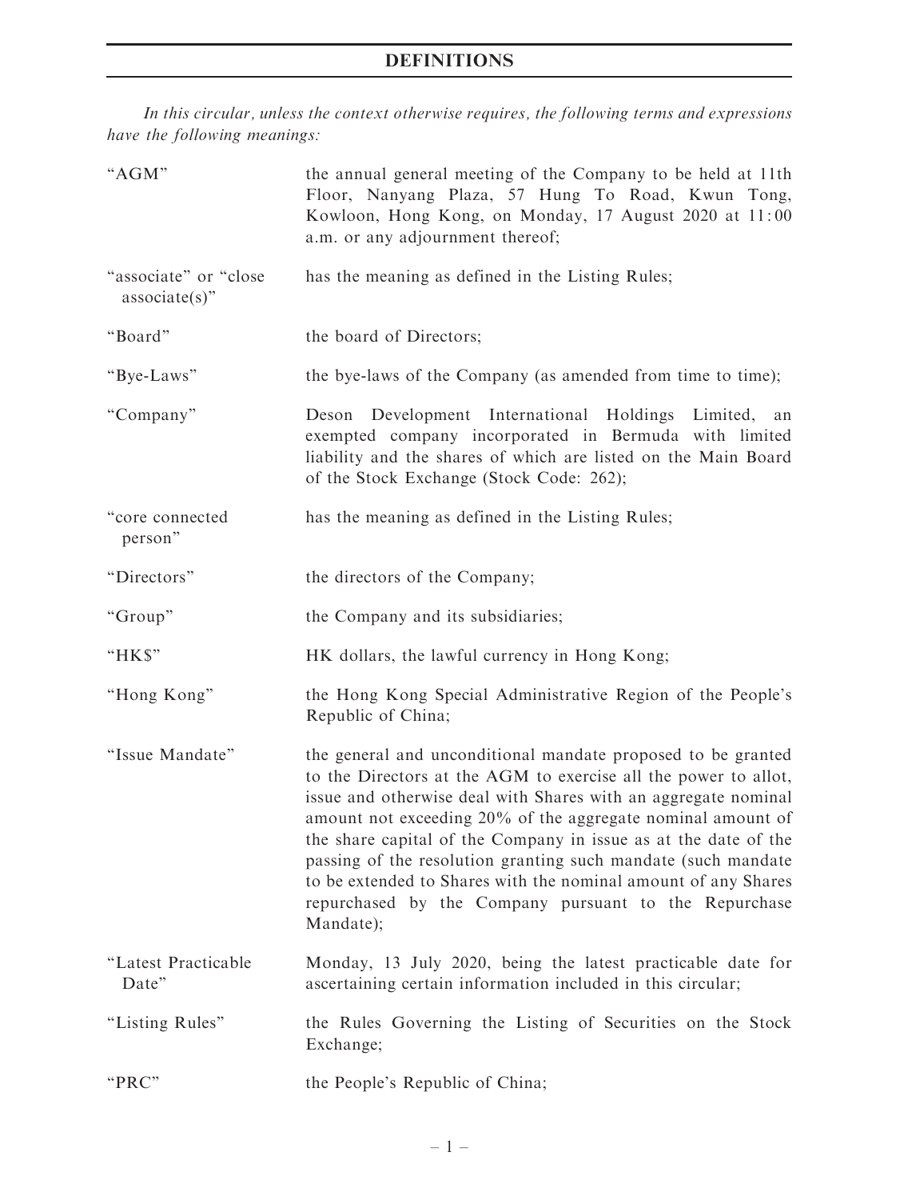# DEFINITIONS

*In this circular, unless the context otherwise requires, the following terms and expressions have the following meanings:*

| | |
|---|---|
| "AGM" | the annual general meeting of the Company to be held at 11th Floor, Nanyang Plaza, 57 Hung To Road, Kwun Tong, Kowloon, Hong Kong, on Monday, 17 August 2020 at 11:00 a.m. or any adjournment thereof; |
| "associate" or "close associate(s)" | has the meaning as defined in the Listing Rules; |
| "Board" | the board of Directors; |
| "Bye-Laws" | the bye-laws of the Company (as amended from time to time); |
| "Company" | Deson Development International Holdings Limited, an exempted company incorporated in Bermuda with limited liability and the shares of which are listed on the Main Board of the Stock Exchange (Stock Code: 262); |
| "core connected person" | has the meaning as defined in the Listing Rules; |
| "Directors" | the directors of the Company; |
| "Group" | the Company and its subsidiaries; |
| "HK$" | HK dollars, the lawful currency in Hong Kong; |
| "Hong Kong" | the Hong Kong Special Administrative Region of the People's Republic of China; |
| "Issue Mandate" | the general and unconditional mandate proposed to be granted to the Directors at the AGM to exercise all the power to allot, issue and otherwise deal with Shares with an aggregate nominal amount not exceeding 20% of the aggregate nominal amount of the share capital of the Company in issue as at the date of the passing of the resolution granting such mandate (such mandate to be extended to Shares with the nominal amount of any Shares repurchased by the Company pursuant to the Repurchase Mandate); |
| "Latest Practicable Date" | Monday, 13 July 2020, being the latest practicable date for ascertaining certain information included in this circular; |
| "Listing Rules" | the Rules Governing the Listing of Securities on the Stock Exchange; |
| "PRC" | the People's Republic of China; |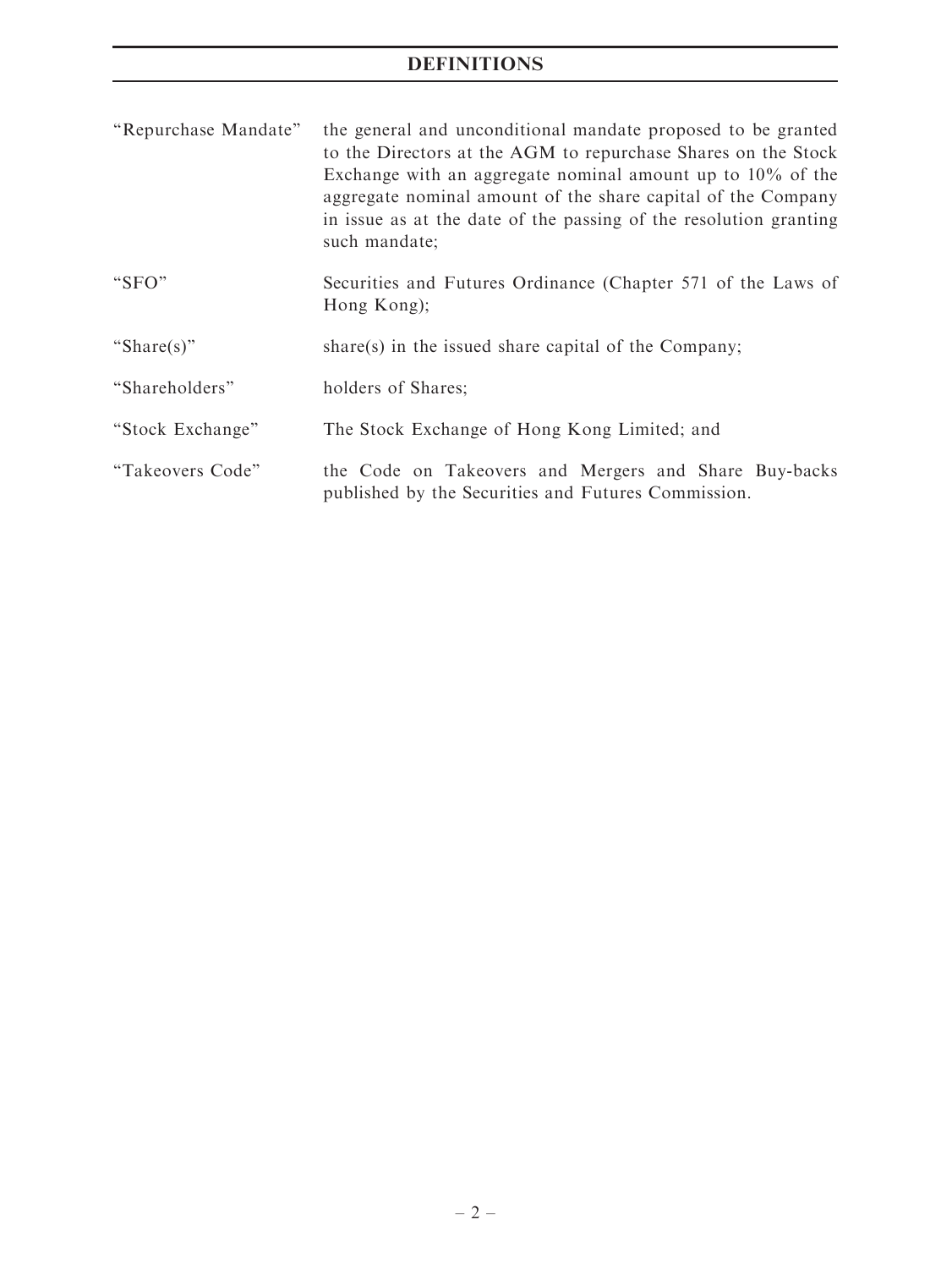# DEFINITIONS

| | |
|---|---|
| "Repurchase Mandate" | the general and unconditional mandate proposed to be granted to the Directors at the AGM to repurchase Shares on the Stock Exchange with an aggregate nominal amount up to 10% of the aggregate nominal amount of the share capital of the Company in issue as at the date of the passing of the resolution granting such mandate; |
| "SFO" | Securities and Futures Ordinance (Chapter 571 of the Laws of Hong Kong); |
| "Share(s)" | share(s) in the issued share capital of the Company; |
| "Shareholders" | holders of Shares; |
| "Stock Exchange" | The Stock Exchange of Hong Kong Limited; and |
| "Takeovers Code" | the Code on Takeovers and Mergers and Share Buy-backs published by the Securities and Futures Commission. |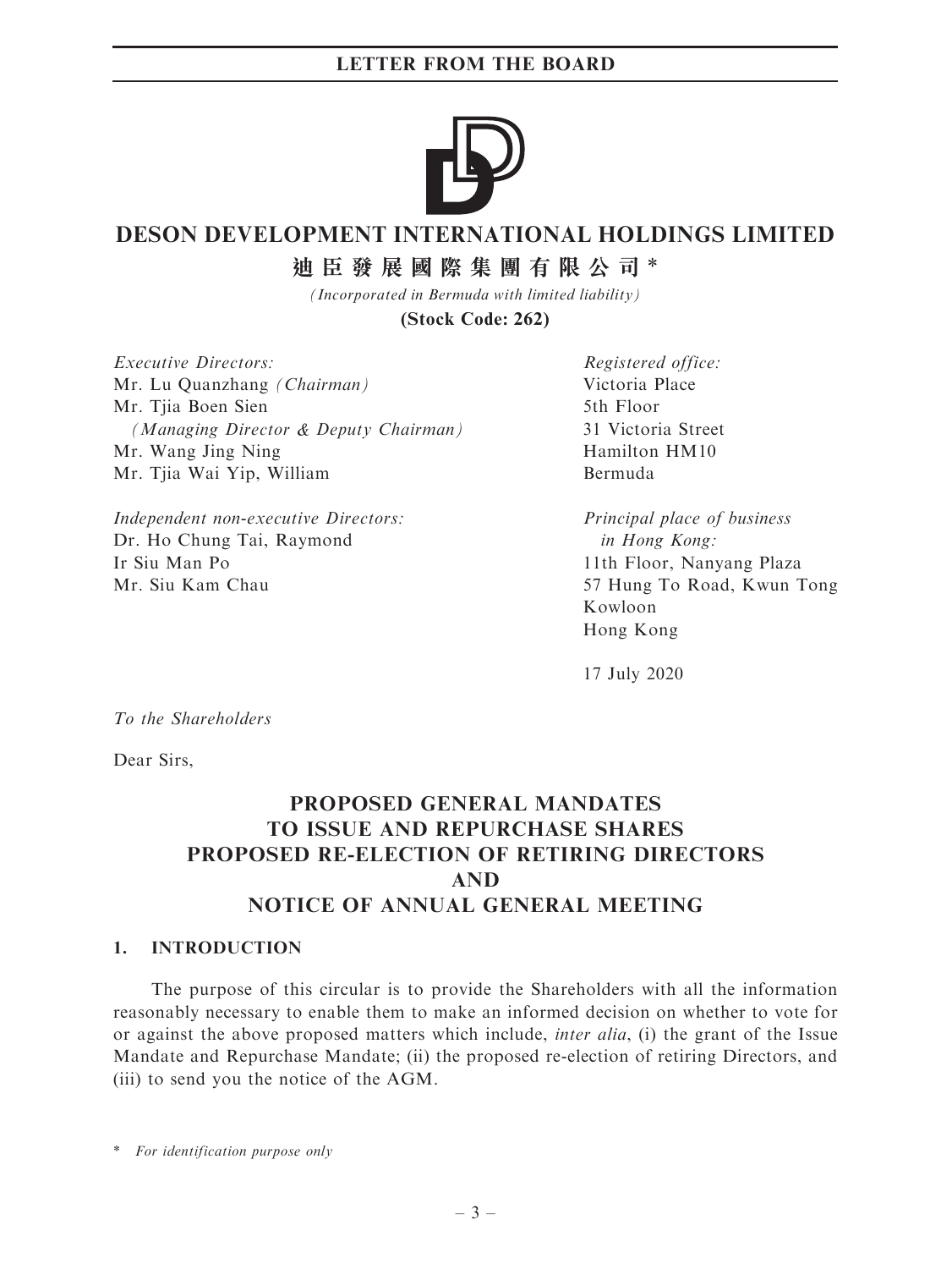# DESON DEVELOPMENT INTERNATIONAL HOLDINGS LIMITED

## 迪臣發展國際集團有限公司*

*(Incorporated in Bermuda with limited liability)*

**(Stock Code: 262)**

*Executive Directors:*
Mr. Lu Quanzhang *(Chairman)*
Mr. Tjia Boen Sien
*(Managing Director & Deputy Chairman)*
Mr. Wang Jing Ning
Mr. Tjia Wai Yip, William

*Independent non-executive Directors:*
Dr. Ho Chung Tai, Raymond
Ir Siu Man Po
Mr. Siu Kam Chau

*Registered office:*
Victoria Place
5th Floor
31 Victoria Street
Hamilton HM10
Bermuda

*Principal place of business in Hong Kong:*
11th Floor, Nanyang Plaza
57 Hung To Road, Kwun Tong
Kowloon
Hong Kong

17 July 2020

*To the Shareholders*

Dear Sirs,

## PROPOSED GENERAL MANDATES TO ISSUE AND REPURCHASE SHARES PROPOSED RE-ELECTION OF RETIRING DIRECTORS AND NOTICE OF ANNUAL GENERAL MEETING

### 1. INTRODUCTION

The purpose of this circular is to provide the Shareholders with all the information reasonably necessary to enable them to make an informed decision on whether to vote for or against the above proposed matters which include, *inter alia*, (i) the grant of the Issue Mandate and Repurchase Mandate; (ii) the proposed re-election of retiring Directors, and (iii) to send you the notice of the AGM.

\* *For identification purpose only*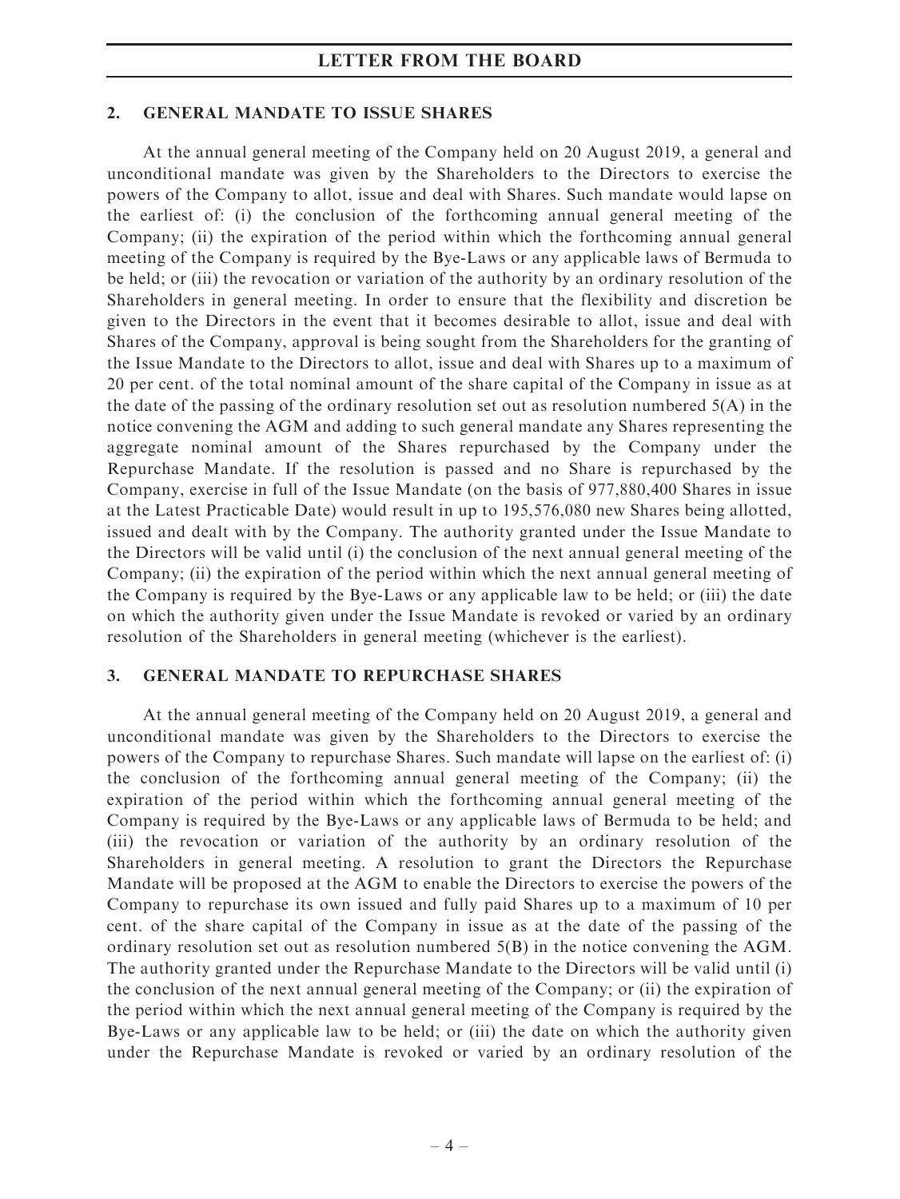## 2. GENERAL MANDATE TO ISSUE SHARES

At the annual general meeting of the Company held on 20 August 2019, a general and unconditional mandate was given by the Shareholders to the Directors to exercise the powers of the Company to allot, issue and deal with Shares. Such mandate would lapse on the earliest of: (i) the conclusion of the forthcoming annual general meeting of the Company; (ii) the expiration of the period within which the forthcoming annual general meeting of the Company is required by the Bye-Laws or any applicable laws of Bermuda to be held; or (iii) the revocation or variation of the authority by an ordinary resolution of the Shareholders in general meeting. In order to ensure that the flexibility and discretion be given to the Directors in the event that it becomes desirable to allot, issue and deal with Shares of the Company, approval is being sought from the Shareholders for the granting of the Issue Mandate to the Directors to allot, issue and deal with Shares up to a maximum of 20 per cent. of the total nominal amount of the share capital of the Company in issue as at the date of the passing of the ordinary resolution set out as resolution numbered 5(A) in the notice convening the AGM and adding to such general mandate any Shares representing the aggregate nominal amount of the Shares repurchased by the Company under the Repurchase Mandate. If the resolution is passed and no Share is repurchased by the Company, exercise in full of the Issue Mandate (on the basis of 977,880,400 Shares in issue at the Latest Practicable Date) would result in up to 195,576,080 new Shares being allotted, issued and dealt with by the Company. The authority granted under the Issue Mandate to the Directors will be valid until (i) the conclusion of the next annual general meeting of the Company; (ii) the expiration of the period within which the next annual general meeting of the Company is required by the Bye-Laws or any applicable law to be held; or (iii) the date on which the authority given under the Issue Mandate is revoked or varied by an ordinary resolution of the Shareholders in general meeting (whichever is the earliest).

## 3. GENERAL MANDATE TO REPURCHASE SHARES

At the annual general meeting of the Company held on 20 August 2019, a general and unconditional mandate was given by the Shareholders to the Directors to exercise the powers of the Company to repurchase Shares. Such mandate will lapse on the earliest of: (i) the conclusion of the forthcoming annual general meeting of the Company; (ii) the expiration of the period within which the forthcoming annual general meeting of the Company is required by the Bye-Laws or any applicable laws of Bermuda to be held; and (iii) the revocation or variation of the authority by an ordinary resolution of the Shareholders in general meeting. A resolution to grant the Directors the Repurchase Mandate will be proposed at the AGM to enable the Directors to exercise the powers of the Company to repurchase its own issued and fully paid Shares up to a maximum of 10 per cent. of the share capital of the Company in issue as at the date of the passing of the ordinary resolution set out as resolution numbered 5(B) in the notice convening the AGM. The authority granted under the Repurchase Mandate to the Directors will be valid until (i) the conclusion of the next annual general meeting of the Company; or (ii) the expiration of the period within which the next annual general meeting of the Company is required by the Bye-Laws or any applicable law to be held; or (iii) the date on which the authority given under the Repurchase Mandate is revoked or varied by an ordinary resolution of the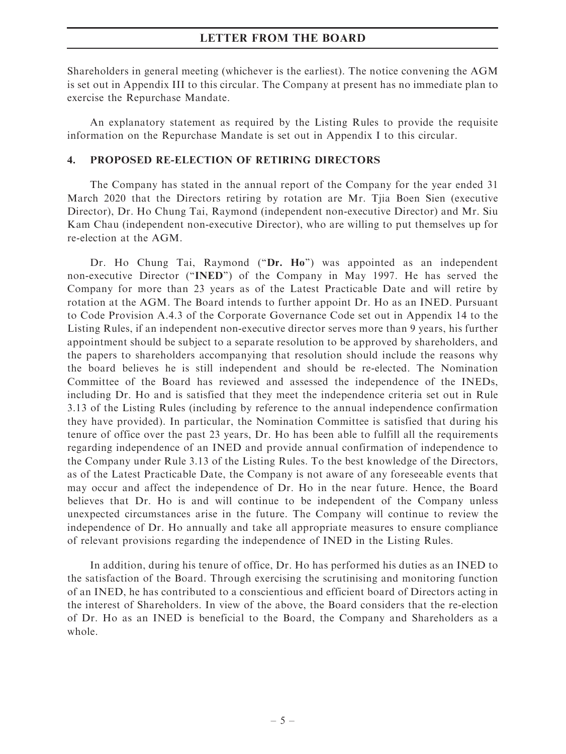Shareholders in general meeting (whichever is the earliest). The notice convening the AGM is set out in Appendix III to this circular. The Company at present has no immediate plan to exercise the Repurchase Mandate.

An explanatory statement as required by the Listing Rules to provide the requisite information on the Repurchase Mandate is set out in Appendix I to this circular.

## 4. PROPOSED RE-ELECTION OF RETIRING DIRECTORS

The Company has stated in the annual report of the Company for the year ended 31 March 2020 that the Directors retiring by rotation are Mr. Tjia Boen Sien (executive Director), Dr. Ho Chung Tai, Raymond (independent non-executive Director) and Mr. Siu Kam Chau (independent non-executive Director), who are willing to put themselves up for re-election at the AGM.

Dr. Ho Chung Tai, Raymond ("**Dr. Ho**") was appointed as an independent non-executive Director ("**INED**") of the Company in May 1997. He has served the Company for more than 23 years as of the Latest Practicable Date and will retire by rotation at the AGM. The Board intends to further appoint Dr. Ho as an INED. Pursuant to Code Provision A.4.3 of the Corporate Governance Code set out in Appendix 14 to the Listing Rules, if an independent non-executive director serves more than 9 years, his further appointment should be subject to a separate resolution to be approved by shareholders, and the papers to shareholders accompanying that resolution should include the reasons why the board believes he is still independent and should be re-elected. The Nomination Committee of the Board has reviewed and assessed the independence of the INEDs, including Dr. Ho and is satisfied that they meet the independence criteria set out in Rule 3.13 of the Listing Rules (including by reference to the annual independence confirmation they have provided). In particular, the Nomination Committee is satisfied that during his tenure of office over the past 23 years, Dr. Ho has been able to fulfill all the requirements regarding independence of an INED and provide annual confirmation of independence to the Company under Rule 3.13 of the Listing Rules. To the best knowledge of the Directors, as of the Latest Practicable Date, the Company is not aware of any foreseeable events that may occur and affect the independence of Dr. Ho in the near future. Hence, the Board believes that Dr. Ho is and will continue to be independent of the Company unless unexpected circumstances arise in the future. The Company will continue to review the independence of Dr. Ho annually and take all appropriate measures to ensure compliance of relevant provisions regarding the independence of INED in the Listing Rules.

In addition, during his tenure of office, Dr. Ho has performed his duties as an INED to the satisfaction of the Board. Through exercising the scrutinising and monitoring function of an INED, he has contributed to a conscientious and efficient board of Directors acting in the interest of Shareholders. In view of the above, the Board considers that the re-election of Dr. Ho as an INED is beneficial to the Board, the Company and Shareholders as a whole.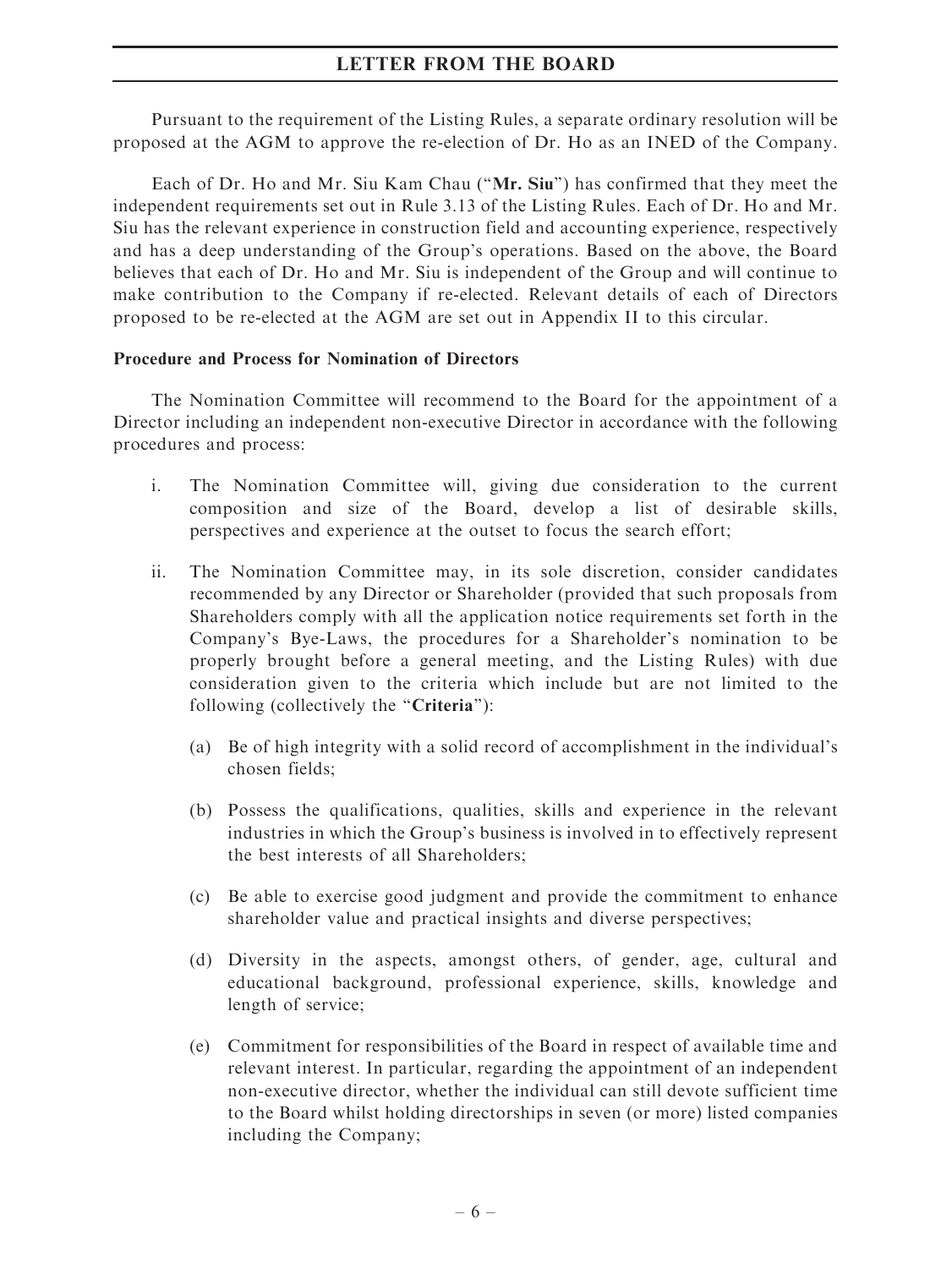Pursuant to the requirement of the Listing Rules, a separate ordinary resolution will be proposed at the AGM to approve the re-election of Dr. Ho as an INED of the Company.

Each of Dr. Ho and Mr. Siu Kam Chau ("**Mr. Siu**") has confirmed that they meet the independent requirements set out in Rule 3.13 of the Listing Rules. Each of Dr. Ho and Mr. Siu has the relevant experience in construction field and accounting experience, respectively and has a deep understanding of the Group's operations. Based on the above, the Board believes that each of Dr. Ho and Mr. Siu is independent of the Group and will continue to make contribution to the Company if re-elected. Relevant details of each of Directors proposed to be re-elected at the AGM are set out in Appendix II to this circular.

**Procedure and Process for Nomination of Directors**

The Nomination Committee will recommend to the Board for the appointment of a Director including an independent non-executive Director in accordance with the following procedures and process:

i. The Nomination Committee will, giving due consideration to the current composition and size of the Board, develop a list of desirable skills, perspectives and experience at the outset to focus the search effort;

ii. The Nomination Committee may, in its sole discretion, consider candidates recommended by any Director or Shareholder (provided that such proposals from Shareholders comply with all the application notice requirements set forth in the Company's Bye-Laws, the procedures for a Shareholder's nomination to be properly brought before a general meeting, and the Listing Rules) with due consideration given to the criteria which include but are not limited to the following (collectively the "**Criteria**"):

   (a) Be of high integrity with a solid record of accomplishment in the individual's chosen fields;

   (b) Possess the qualifications, qualities, skills and experience in the relevant industries in which the Group's business is involved in to effectively represent the best interests of all Shareholders;

   (c) Be able to exercise good judgment and provide the commitment to enhance shareholder value and practical insights and diverse perspectives;

   (d) Diversity in the aspects, amongst others, of gender, age, cultural and educational background, professional experience, skills, knowledge and length of service;

   (e) Commitment for responsibilities of the Board in respect of available time and relevant interest. In particular, regarding the appointment of an independent non-executive director, whether the individual can still devote sufficient time to the Board whilst holding directorships in seven (or more) listed companies including the Company;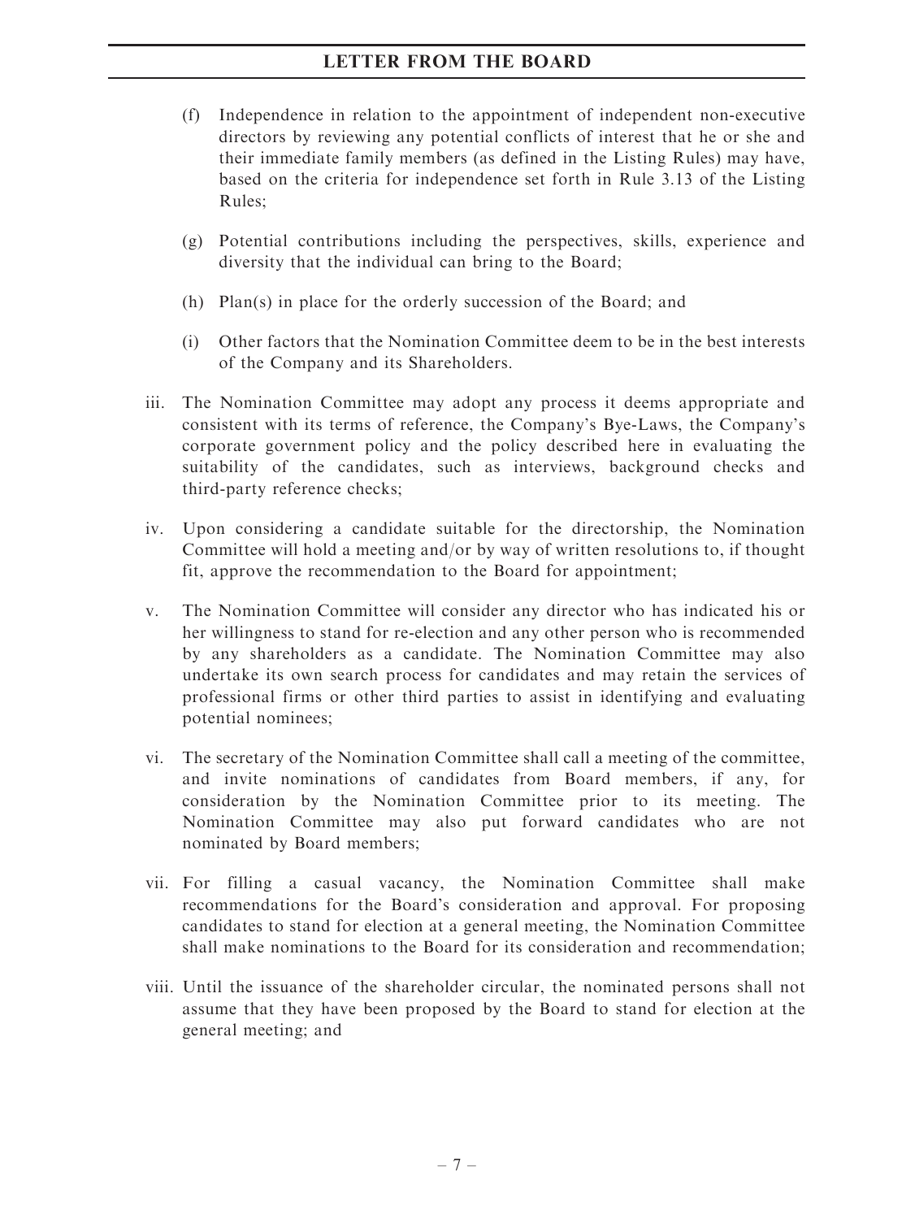(f) Independence in relation to the appointment of independent non-executive directors by reviewing any potential conflicts of interest that he or she and their immediate family members (as defined in the Listing Rules) may have, based on the criteria for independence set forth in Rule 3.13 of the Listing Rules;

(g) Potential contributions including the perspectives, skills, experience and diversity that the individual can bring to the Board;

(h) Plan(s) in place for the orderly succession of the Board; and

(i) Other factors that the Nomination Committee deem to be in the best interests of the Company and its Shareholders.

iii. The Nomination Committee may adopt any process it deems appropriate and consistent with its terms of reference, the Company's Bye-Laws, the Company's corporate government policy and the policy described here in evaluating the suitability of the candidates, such as interviews, background checks and third-party reference checks;

iv. Upon considering a candidate suitable for the directorship, the Nomination Committee will hold a meeting and/or by way of written resolutions to, if thought fit, approve the recommendation to the Board for appointment;

v. The Nomination Committee will consider any director who has indicated his or her willingness to stand for re-election and any other person who is recommended by any shareholders as a candidate. The Nomination Committee may also undertake its own search process for candidates and may retain the services of professional firms or other third parties to assist in identifying and evaluating potential nominees;

vi. The secretary of the Nomination Committee shall call a meeting of the committee, and invite nominations of candidates from Board members, if any, for consideration by the Nomination Committee prior to its meeting. The Nomination Committee may also put forward candidates who are not nominated by Board members;

vii. For filling a casual vacancy, the Nomination Committee shall make recommendations for the Board's consideration and approval. For proposing candidates to stand for election at a general meeting, the Nomination Committee shall make nominations to the Board for its consideration and recommendation;

viii. Until the issuance of the shareholder circular, the nominated persons shall not assume that they have been proposed by the Board to stand for election at the general meeting; and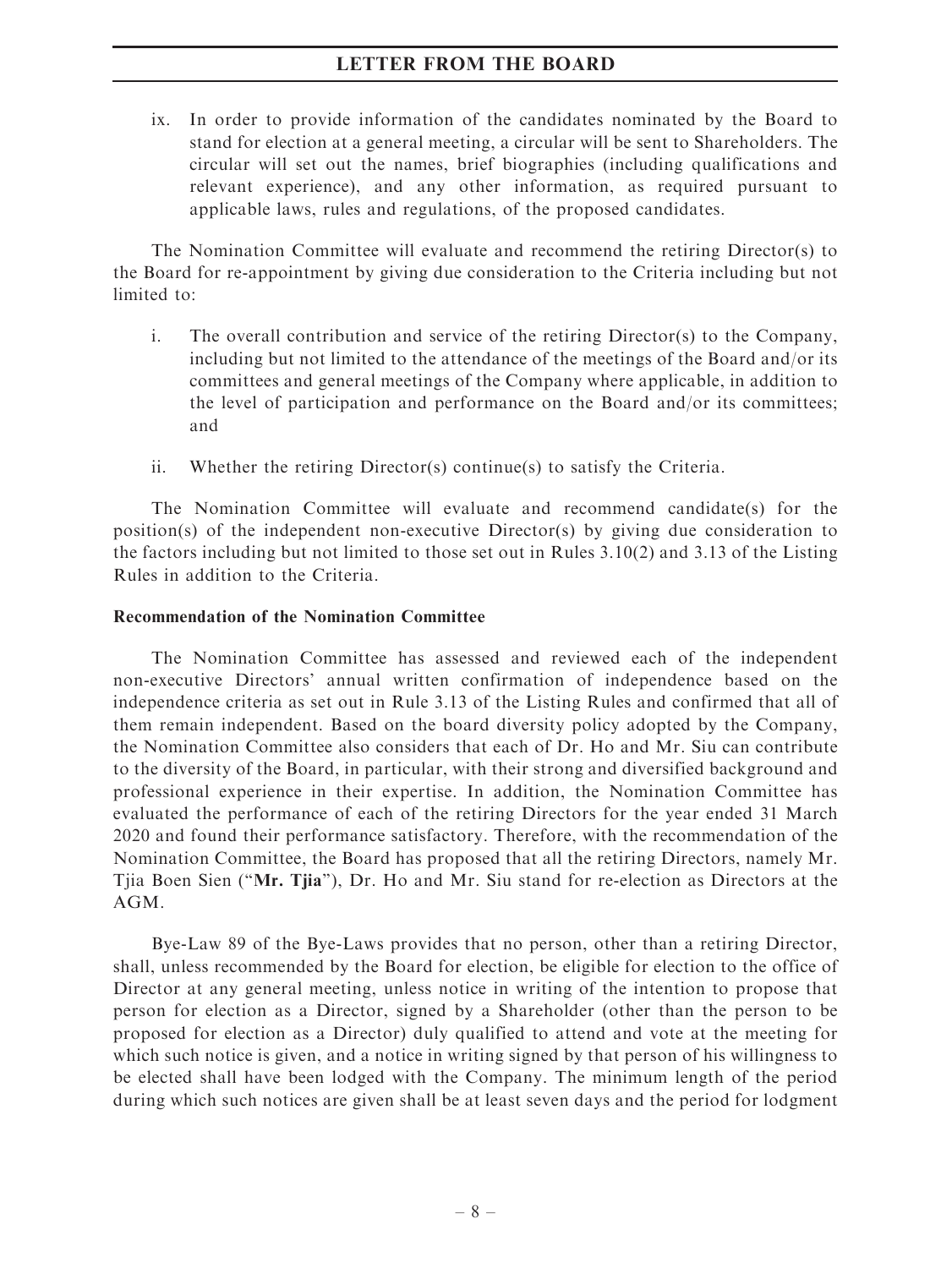ix. In order to provide information of the candidates nominated by the Board to stand for election at a general meeting, a circular will be sent to Shareholders. The circular will set out the names, brief biographies (including qualifications and relevant experience), and any other information, as required pursuant to applicable laws, rules and regulations, of the proposed candidates.

The Nomination Committee will evaluate and recommend the retiring Director(s) to the Board for re-appointment by giving due consideration to the Criteria including but not limited to:

i. The overall contribution and service of the retiring Director(s) to the Company, including but not limited to the attendance of the meetings of the Board and/or its committees and general meetings of the Company where applicable, in addition to the level of participation and performance on the Board and/or its committees; and

ii. Whether the retiring Director(s) continue(s) to satisfy the Criteria.

The Nomination Committee will evaluate and recommend candidate(s) for the position(s) of the independent non-executive Director(s) by giving due consideration to the factors including but not limited to those set out in Rules 3.10(2) and 3.13 of the Listing Rules in addition to the Criteria.

**Recommendation of the Nomination Committee**

The Nomination Committee has assessed and reviewed each of the independent non-executive Directors' annual written confirmation of independence based on the independence criteria as set out in Rule 3.13 of the Listing Rules and confirmed that all of them remain independent. Based on the board diversity policy adopted by the Company, the Nomination Committee also considers that each of Dr. Ho and Mr. Siu can contribute to the diversity of the Board, in particular, with their strong and diversified background and professional experience in their expertise. In addition, the Nomination Committee has evaluated the performance of each of the retiring Directors for the year ended 31 March 2020 and found their performance satisfactory. Therefore, with the recommendation of the Nomination Committee, the Board has proposed that all the retiring Directors, namely Mr. Tjia Boen Sien ("**Mr. Tjia**"), Dr. Ho and Mr. Siu stand for re-election as Directors at the AGM.

Bye-Law 89 of the Bye-Laws provides that no person, other than a retiring Director, shall, unless recommended by the Board for election, be eligible for election to the office of Director at any general meeting, unless notice in writing of the intention to propose that person for election as a Director, signed by a Shareholder (other than the person to be proposed for election as a Director) duly qualified to attend and vote at the meeting for which such notice is given, and a notice in writing signed by that person of his willingness to be elected shall have been lodged with the Company. The minimum length of the period during which such notices are given shall be at least seven days and the period for lodgment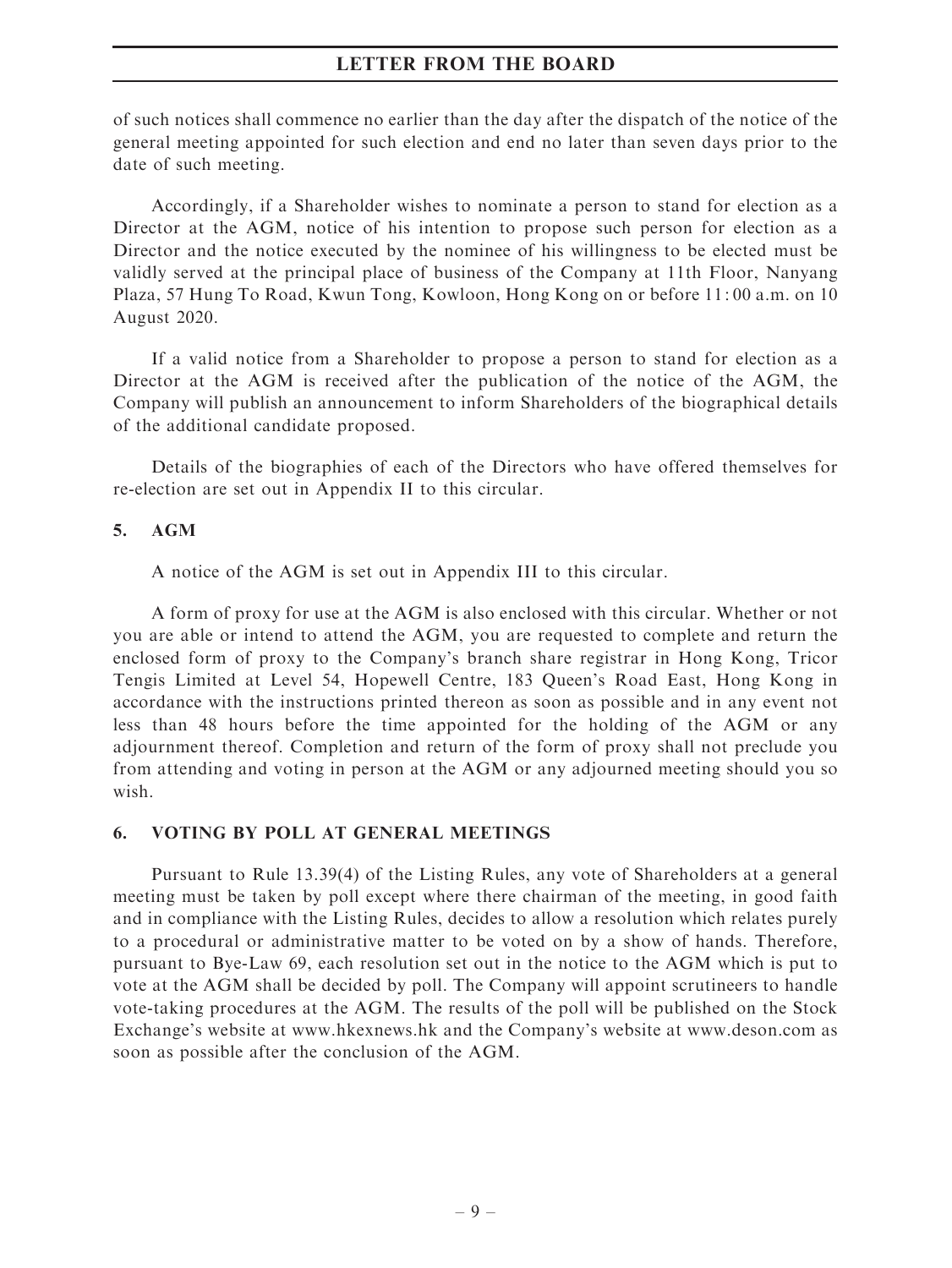of such notices shall commence no earlier than the day after the dispatch of the notice of the general meeting appointed for such election and end no later than seven days prior to the date of such meeting.

Accordingly, if a Shareholder wishes to nominate a person to stand for election as a Director at the AGM, notice of his intention to propose such person for election as a Director and the notice executed by the nominee of his willingness to be elected must be validly served at the principal place of business of the Company at 11th Floor, Nanyang Plaza, 57 Hung To Road, Kwun Tong, Kowloon, Hong Kong on or before 11:00 a.m. on 10 August 2020.

If a valid notice from a Shareholder to propose a person to stand for election as a Director at the AGM is received after the publication of the notice of the AGM, the Company will publish an announcement to inform Shareholders of the biographical details of the additional candidate proposed.

Details of the biographies of each of the Directors who have offered themselves for re-election are set out in Appendix II to this circular.

## 5. AGM

A notice of the AGM is set out in Appendix III to this circular.

A form of proxy for use at the AGM is also enclosed with this circular. Whether or not you are able or intend to attend the AGM, you are requested to complete and return the enclosed form of proxy to the Company's branch share registrar in Hong Kong, Tricor Tengis Limited at Level 54, Hopewell Centre, 183 Queen's Road East, Hong Kong in accordance with the instructions printed thereon as soon as possible and in any event not less than 48 hours before the time appointed for the holding of the AGM or any adjournment thereof. Completion and return of the form of proxy shall not preclude you from attending and voting in person at the AGM or any adjourned meeting should you so wish.

## 6. VOTING BY POLL AT GENERAL MEETINGS

Pursuant to Rule 13.39(4) of the Listing Rules, any vote of Shareholders at a general meeting must be taken by poll except where there chairman of the meeting, in good faith and in compliance with the Listing Rules, decides to allow a resolution which relates purely to a procedural or administrative matter to be voted on by a show of hands. Therefore, pursuant to Bye-Law 69, each resolution set out in the notice to the AGM which is put to vote at the AGM shall be decided by poll. The Company will appoint scrutineers to handle vote-taking procedures at the AGM. The results of the poll will be published on the Stock Exchange's website at www.hkexnews.hk and the Company's website at www.deson.com as soon as possible after the conclusion of the AGM.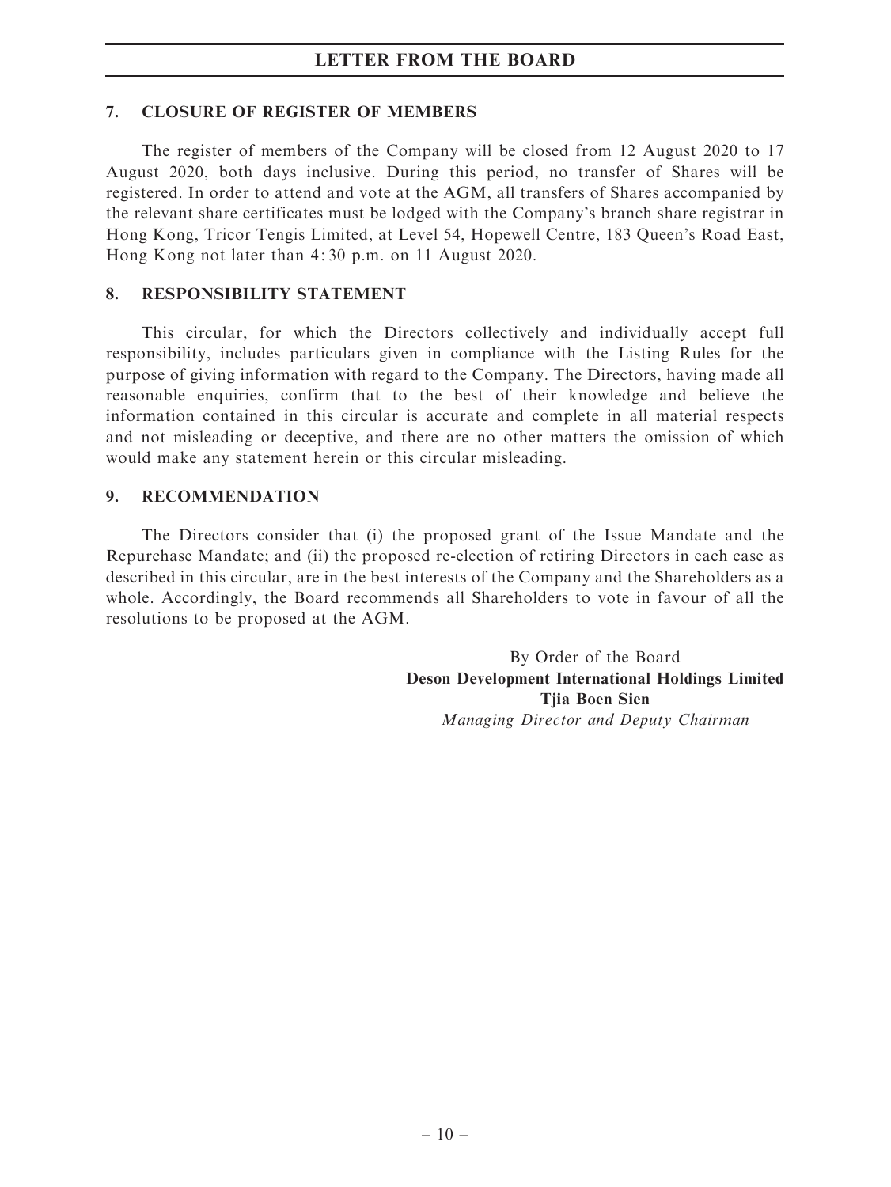## 7. CLOSURE OF REGISTER OF MEMBERS

The register of members of the Company will be closed from 12 August 2020 to 17 August 2020, both days inclusive. During this period, no transfer of Shares will be registered. In order to attend and vote at the AGM, all transfers of Shares accompanied by the relevant share certificates must be lodged with the Company's branch share registrar in Hong Kong, Tricor Tengis Limited, at Level 54, Hopewell Centre, 183 Queen's Road East, Hong Kong not later than 4:30 p.m. on 11 August 2020.

## 8. RESPONSIBILITY STATEMENT

This circular, for which the Directors collectively and individually accept full responsibility, includes particulars given in compliance with the Listing Rules for the purpose of giving information with regard to the Company. The Directors, having made all reasonable enquiries, confirm that to the best of their knowledge and believe the information contained in this circular is accurate and complete in all material respects and not misleading or deceptive, and there are no other matters the omission of which would make any statement herein or this circular misleading.

## 9. RECOMMENDATION

The Directors consider that (i) the proposed grant of the Issue Mandate and the Repurchase Mandate; and (ii) the proposed re-election of retiring Directors in each case as described in this circular, are in the best interests of the Company and the Shareholders as a whole. Accordingly, the Board recommends all Shareholders to vote in favour of all the resolutions to be proposed at the AGM.

By Order of the Board
**Deson Development International Holdings Limited**
**Tjia Boen Sien**
*Managing Director and Deputy Chairman*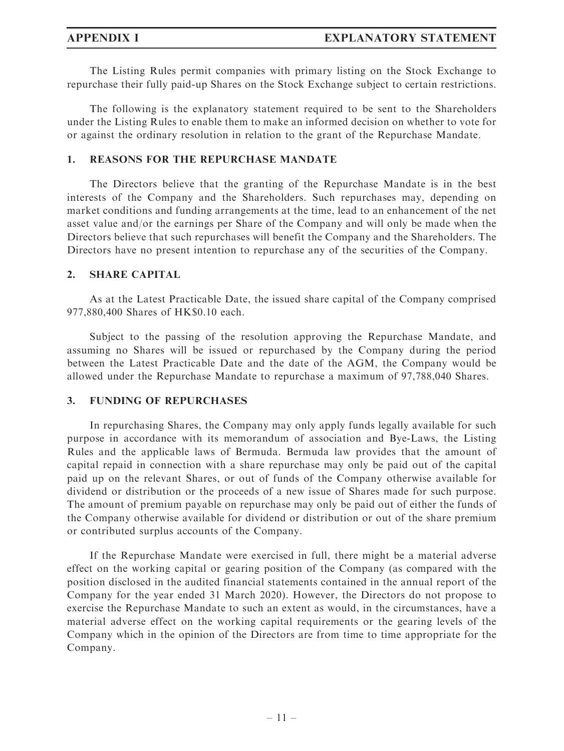The Listing Rules permit companies with primary listing on the Stock Exchange to repurchase their fully paid-up Shares on the Stock Exchange subject to certain restrictions.

The following is the explanatory statement required to be sent to the Shareholders under the Listing Rules to enable them to make an informed decision on whether to vote for or against the ordinary resolution in relation to the grant of the Repurchase Mandate.

## 1. REASONS FOR THE REPURCHASE MANDATE

The Directors believe that the granting of the Repurchase Mandate is in the best interests of the Company and the Shareholders. Such repurchases may, depending on market conditions and funding arrangements at the time, lead to an enhancement of the net asset value and/or the earnings per Share of the Company and will only be made when the Directors believe that such repurchases will benefit the Company and the Shareholders. The Directors have no present intention to repurchase any of the securities of the Company.

## 2. SHARE CAPITAL

As at the Latest Practicable Date, the issued share capital of the Company comprised 977,880,400 Shares of HK$0.10 each.

Subject to the passing of the resolution approving the Repurchase Mandate, and assuming no Shares will be issued or repurchased by the Company during the period between the Latest Practicable Date and the date of the AGM, the Company would be allowed under the Repurchase Mandate to repurchase a maximum of 97,788,040 Shares.

## 3. FUNDING OF REPURCHASES

In repurchasing Shares, the Company may only apply funds legally available for such purpose in accordance with its memorandum of association and Bye-Laws, the Listing Rules and the applicable laws of Bermuda. Bermuda law provides that the amount of capital repaid in connection with a share repurchase may only be paid out of the capital paid up on the relevant Shares, or out of funds of the Company otherwise available for dividend or distribution or the proceeds of a new issue of Shares made for such purpose. The amount of premium payable on repurchase may only be paid out of either the funds of the Company otherwise available for dividend or distribution or out of the share premium or contributed surplus accounts of the Company.

If the Repurchase Mandate were exercised in full, there might be a material adverse effect on the working capital or gearing position of the Company (as compared with the position disclosed in the audited financial statements contained in the annual report of the Company for the year ended 31 March 2020). However, the Directors do not propose to exercise the Repurchase Mandate to such an extent as would, in the circumstances, have a material adverse effect on the working capital requirements or the gearing levels of the Company which in the opinion of the Directors are from time to time appropriate for the Company.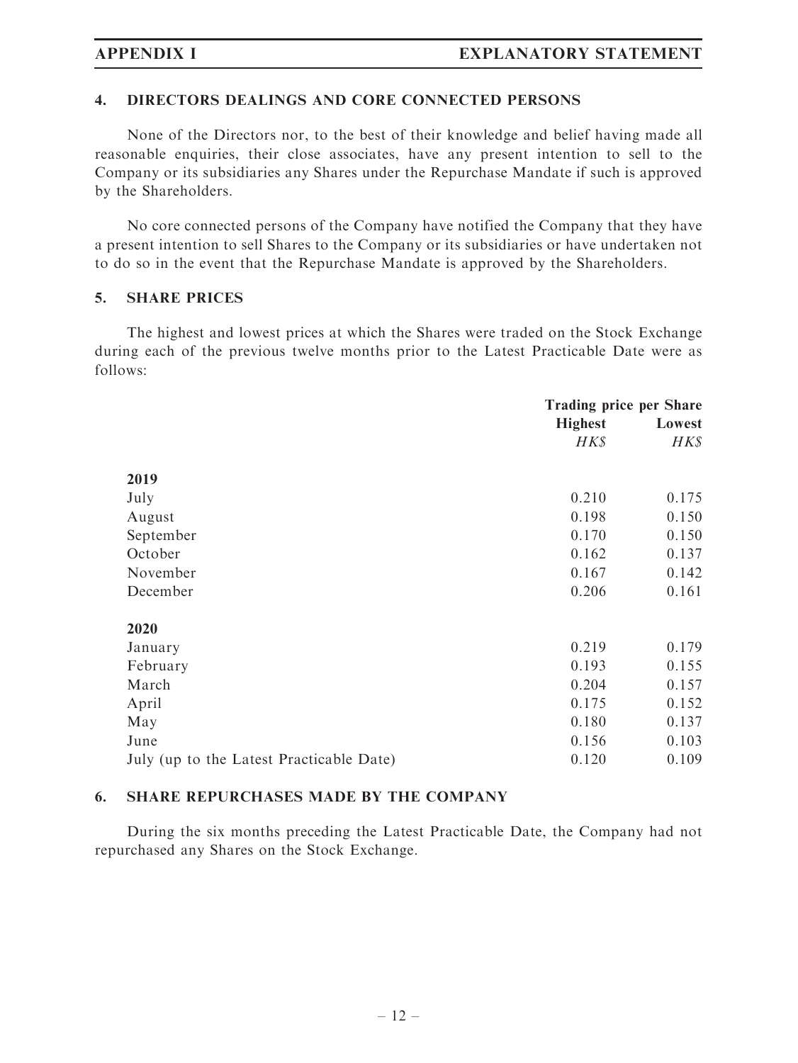## 4. DIRECTORS DEALINGS AND CORE CONNECTED PERSONS

None of the Directors nor, to the best of their knowledge and belief having made all reasonable enquiries, their close associates, have any present intention to sell to the Company or its subsidiaries any Shares under the Repurchase Mandate if such is approved by the Shareholders.

No core connected persons of the Company have notified the Company that they have a present intention to sell Shares to the Company or its subsidiaries or have undertaken not to do so in the event that the Repurchase Mandate is approved by the Shareholders.

## 5. SHARE PRICES

The highest and lowest prices at which the Shares were traded on the Stock Exchange during each of the previous twelve months prior to the Latest Practicable Date were as follows:

| | Trading price per Share | |
|---|---|---|
| | **Highest** | **Lowest** |
| | *HK$* | *HK$* |
| **2019** | | |
| July | 0.210 | 0.175 |
| August | 0.198 | 0.150 |
| September | 0.170 | 0.150 |
| October | 0.162 | 0.137 |
| November | 0.167 | 0.142 |
| December | 0.206 | 0.161 |
| **2020** | | |
| January | 0.219 | 0.179 |
| February | 0.193 | 0.155 |
| March | 0.204 | 0.157 |
| April | 0.175 | 0.152 |
| May | 0.180 | 0.137 |
| June | 0.156 | 0.103 |
| July (up to the Latest Practicable Date) | 0.120 | 0.109 |

## 6. SHARE REPURCHASES MADE BY THE COMPANY

During the six months preceding the Latest Practicable Date, the Company had not repurchased any Shares on the Stock Exchange.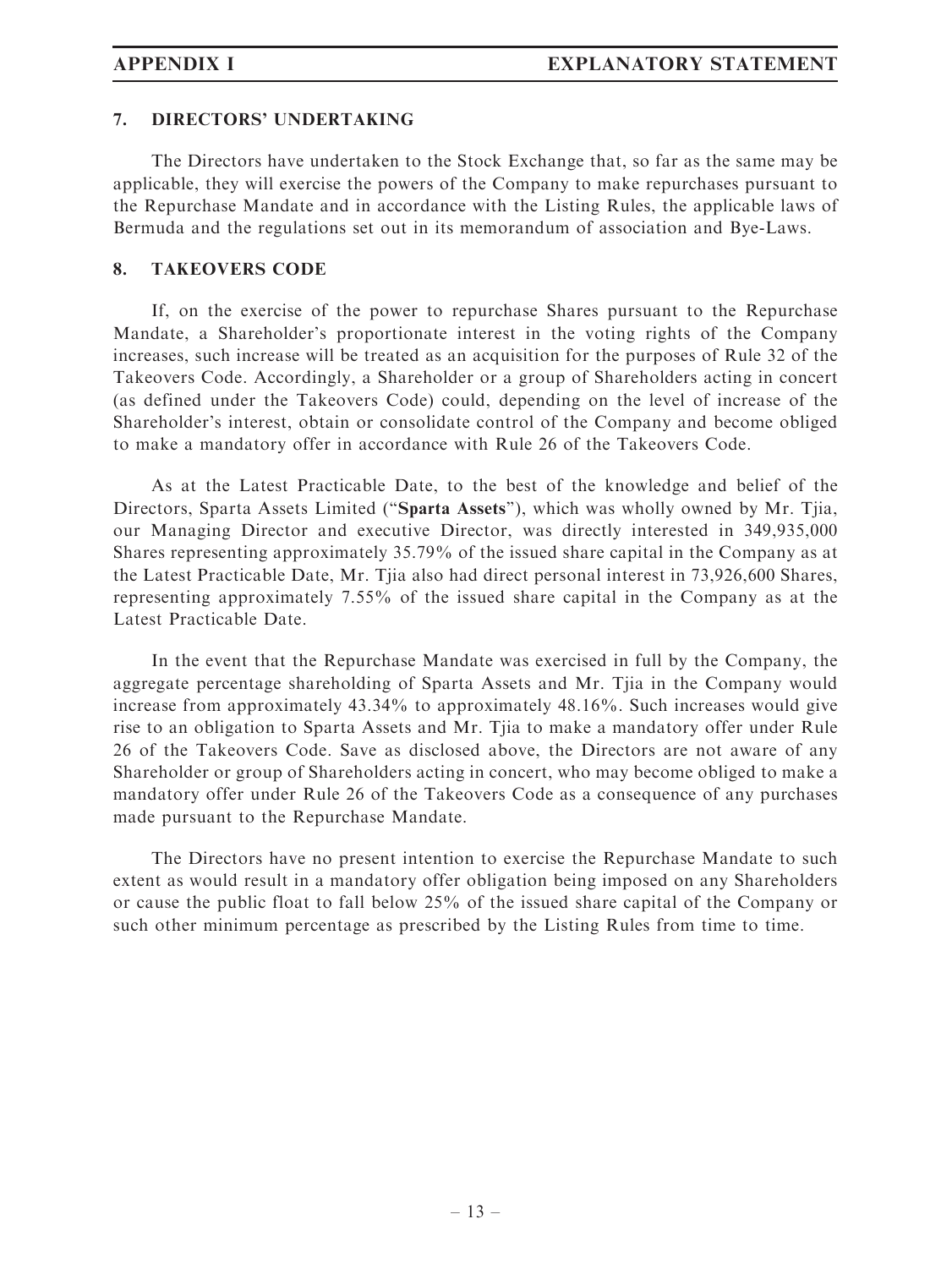## 7. DIRECTORS' UNDERTAKING

The Directors have undertaken to the Stock Exchange that, so far as the same may be applicable, they will exercise the powers of the Company to make repurchases pursuant to the Repurchase Mandate and in accordance with the Listing Rules, the applicable laws of Bermuda and the regulations set out in its memorandum of association and Bye-Laws.

## 8. TAKEOVERS CODE

If, on the exercise of the power to repurchase Shares pursuant to the Repurchase Mandate, a Shareholder's proportionate interest in the voting rights of the Company increases, such increase will be treated as an acquisition for the purposes of Rule 32 of the Takeovers Code. Accordingly, a Shareholder or a group of Shareholders acting in concert (as defined under the Takeovers Code) could, depending on the level of increase of the Shareholder's interest, obtain or consolidate control of the Company and become obliged to make a mandatory offer in accordance with Rule 26 of the Takeovers Code.

As at the Latest Practicable Date, to the best of the knowledge and belief of the Directors, Sparta Assets Limited ("**Sparta Assets**"), which was wholly owned by Mr. Tjia, our Managing Director and executive Director, was directly interested in 349,935,000 Shares representing approximately 35.79% of the issued share capital in the Company as at the Latest Practicable Date, Mr. Tjia also had direct personal interest in 73,926,600 Shares, representing approximately 7.55% of the issued share capital in the Company as at the Latest Practicable Date.

In the event that the Repurchase Mandate was exercised in full by the Company, the aggregate percentage shareholding of Sparta Assets and Mr. Tjia in the Company would increase from approximately 43.34% to approximately 48.16%. Such increases would give rise to an obligation to Sparta Assets and Mr. Tjia to make a mandatory offer under Rule 26 of the Takeovers Code. Save as disclosed above, the Directors are not aware of any Shareholder or group of Shareholders acting in concert, who may become obliged to make a mandatory offer under Rule 26 of the Takeovers Code as a consequence of any purchases made pursuant to the Repurchase Mandate.

The Directors have no present intention to exercise the Repurchase Mandate to such extent as would result in a mandatory offer obligation being imposed on any Shareholders or cause the public float to fall below 25% of the issued share capital of the Company or such other minimum percentage as prescribed by the Listing Rules from time to time.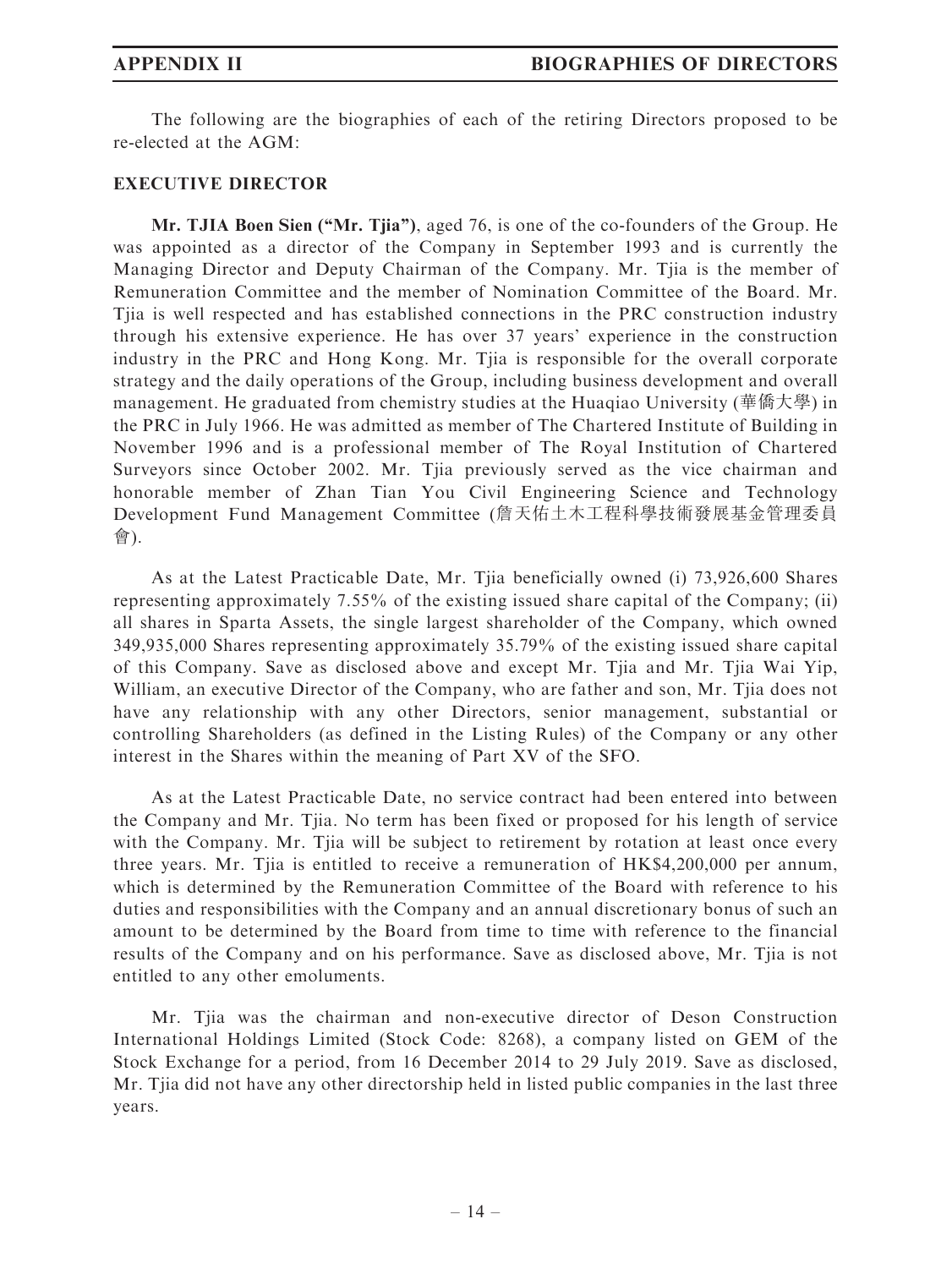The following are the biographies of each of the retiring Directors proposed to be re-elected at the AGM:

## EXECUTIVE DIRECTOR

**Mr. TJIA Boen Sien ("Mr. Tjia")**, aged 76, is one of the co-founders of the Group. He was appointed as a director of the Company in September 1993 and is currently the Managing Director and Deputy Chairman of the Company. Mr. Tjia is the member of Remuneration Committee and the member of Nomination Committee of the Board. Mr. Tjia is well respected and has established connections in the PRC construction industry through his extensive experience. He has over 37 years' experience in the construction industry in the PRC and Hong Kong. Mr. Tjia is responsible for the overall corporate strategy and the daily operations of the Group, including business development and overall management. He graduated from chemistry studies at the Huaqiao University (華僑大學) in the PRC in July 1966. He was admitted as member of The Chartered Institute of Building in November 1996 and is a professional member of The Royal Institution of Chartered Surveyors since October 2002. Mr. Tjia previously served as the vice chairman and honorable member of Zhan Tian You Civil Engineering Science and Technology Development Fund Management Committee (詹天佑土木工程科學技術發展基金管理委員會).

As at the Latest Practicable Date, Mr. Tjia beneficially owned (i) 73,926,600 Shares representing approximately 7.55% of the existing issued share capital of the Company; (ii) all shares in Sparta Assets, the single largest shareholder of the Company, which owned 349,935,000 Shares representing approximately 35.79% of the existing issued share capital of this Company. Save as disclosed above and except Mr. Tjia and Mr. Tjia Wai Yip, William, an executive Director of the Company, who are father and son, Mr. Tjia does not have any relationship with any other Directors, senior management, substantial or controlling Shareholders (as defined in the Listing Rules) of the Company or any other interest in the Shares within the meaning of Part XV of the SFO.

As at the Latest Practicable Date, no service contract had been entered into between the Company and Mr. Tjia. No term has been fixed or proposed for his length of service with the Company. Mr. Tjia will be subject to retirement by rotation at least once every three years. Mr. Tjia is entitled to receive a remuneration of HK$4,200,000 per annum, which is determined by the Remuneration Committee of the Board with reference to his duties and responsibilities with the Company and an annual discretionary bonus of such an amount to be determined by the Board from time to time with reference to the financial results of the Company and on his performance. Save as disclosed above, Mr. Tjia is not entitled to any other emoluments.

Mr. Tjia was the chairman and non-executive director of Deson Construction International Holdings Limited (Stock Code: 8268), a company listed on GEM of the Stock Exchange for a period, from 16 December 2014 to 29 July 2019. Save as disclosed, Mr. Tjia did not have any other directorship held in listed public companies in the last three years.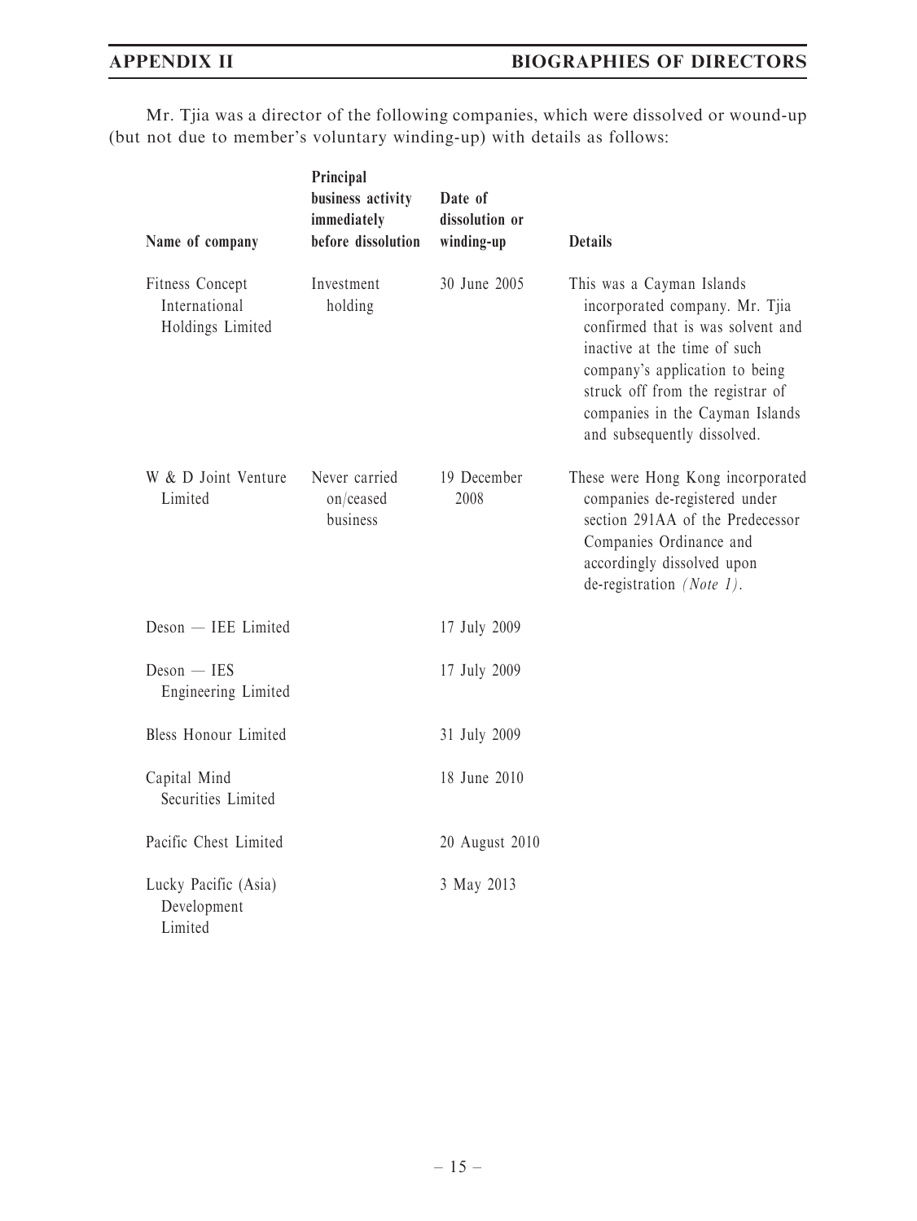Mr. Tjia was a director of the following companies, which were dissolved or wound-up (but not due to member's voluntary winding-up) with details as follows:

| Name of company | Principal business activity immediately before dissolution | Date of dissolution or winding-up | Details |
|---|---|---|---|
| Fitness Concept International Holdings Limited | Investment holding | 30 June 2005 | This was a Cayman Islands incorporated company. Mr. Tjia confirmed that is was solvent and inactive at the time of such company's application to being struck off from the registrar of companies in the Cayman Islands and subsequently dissolved. |
| W & D Joint Venture Limited | Never carried on/ceased business | 19 December 2008 | These were Hong Kong incorporated companies de-registered under section 291AA of the Predecessor Companies Ordinance and accordingly dissolved upon de-registration *(Note 1)*. |
| Deson — IEE Limited | | 17 July 2009 | |
| Deson — IES Engineering Limited | | 17 July 2009 | |
| Bless Honour Limited | | 31 July 2009 | |
| Capital Mind Securities Limited | | 18 June 2010 | |
| Pacific Chest Limited | | 20 August 2010 | |
| Lucky Pacific (Asia) Development Limited | | 3 May 2013 | |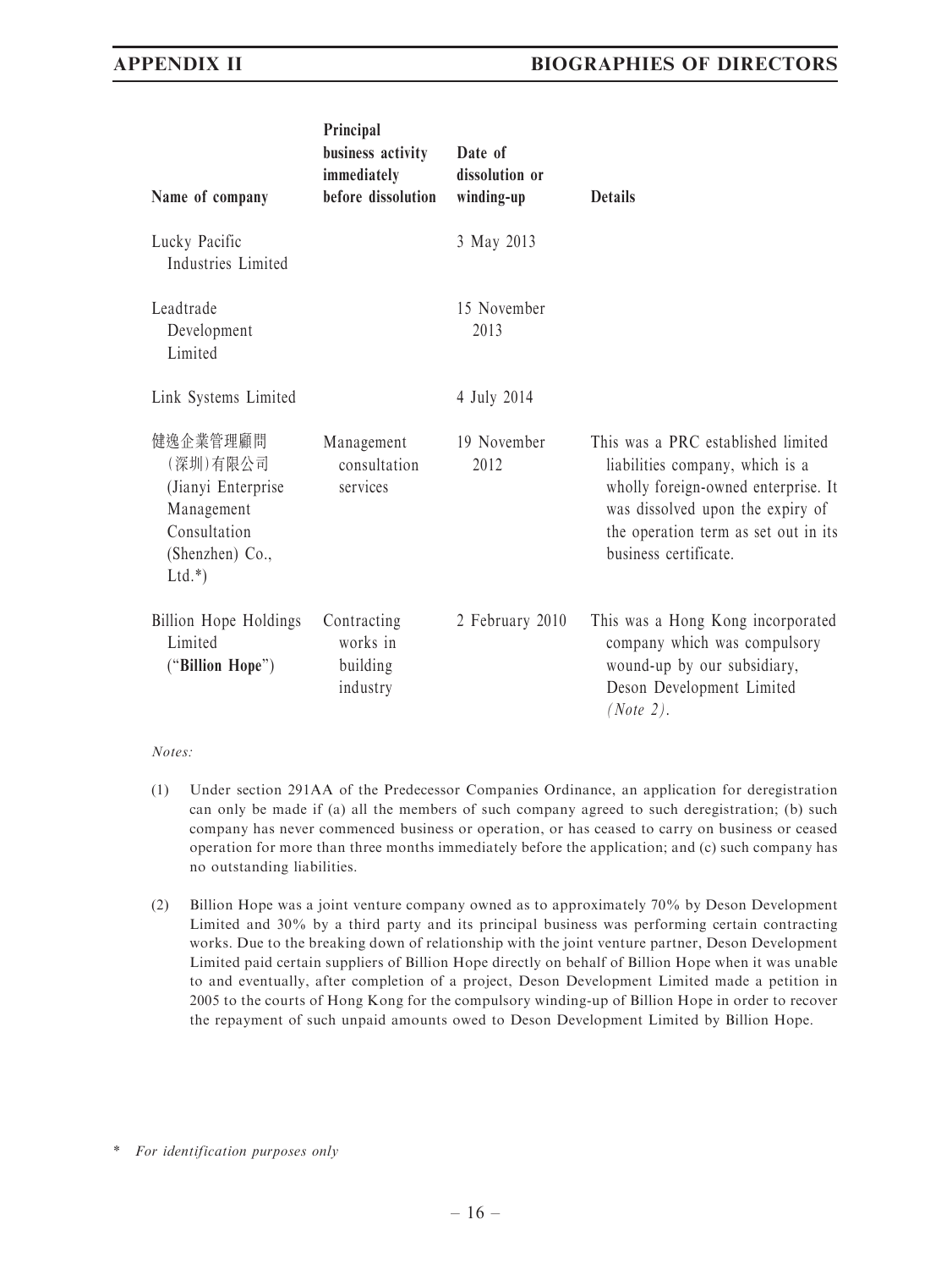| Name of company | Principal business activity immediately before dissolution | Date of dissolution or winding-up | Details |
|---|---|---|---|
| Lucky Pacific Industries Limited | | 3 May 2013 | |
| Leadtrade Development Limited | | 15 November 2013 | |
| Link Systems Limited | | 4 July 2014 | |
| 健逸企業管理顧問(深圳)有限公司 (Jianyi Enterprise Management Consultation (Shenzhen) Co., Ltd.*) | Management consultation services | 19 November 2012 | This was a PRC established limited liabilities company, which is a wholly foreign-owned enterprise. It was dissolved upon the expiry of the operation term as set out in its business certificate. |
| Billion Hope Holdings Limited ("**Billion Hope**") | Contracting works in building industry | 2 February 2010 | This was a Hong Kong incorporated company which was compulsory wound-up by our subsidiary, Deson Development Limited *(Note 2)*. |

*Notes:*

(1) Under section 291AA of the Predecessor Companies Ordinance, an application for deregistration can only be made if (a) all the members of such company agreed to such deregistration; (b) such company has never commenced business or operation, or has ceased to carry on business or ceased operation for more than three months immediately before the application; and (c) such company has no outstanding liabilities.

(2) Billion Hope was a joint venture company owned as to approximately 70% by Deson Development Limited and 30% by a third party and its principal business was performing certain contracting works. Due to the breaking down of relationship with the joint venture partner, Deson Development Limited paid certain suppliers of Billion Hope directly on behalf of Billion Hope when it was unable to and eventually, after completion of a project, Deson Development Limited made a petition in 2005 to the courts of Hong Kong for the compulsory winding-up of Billion Hope in order to recover the repayment of such unpaid amounts owed to Deson Development Limited by Billion Hope.

\* *For identification purposes only*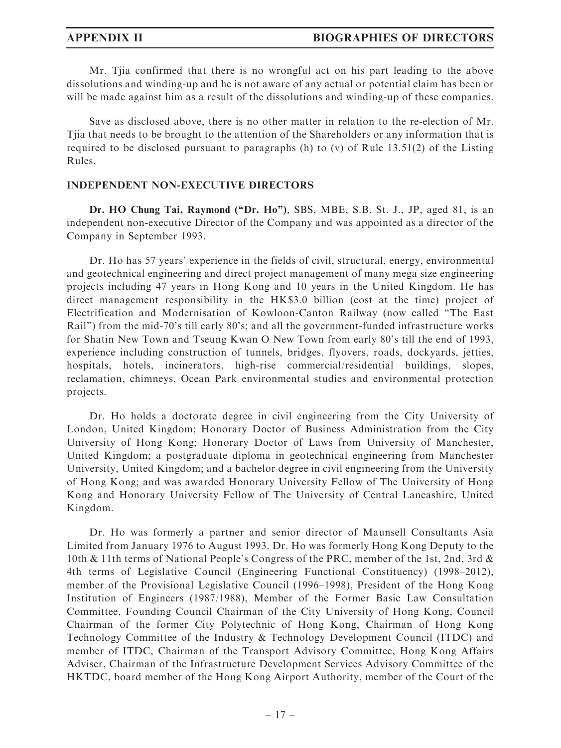Mr. Tjia confirmed that there is no wrongful act on his part leading to the above dissolutions and winding-up and he is not aware of any actual or potential claim has been or will be made against him as a result of the dissolutions and winding-up of these companies.

Save as disclosed above, there is no other matter in relation to the re-election of Mr. Tjia that needs to be brought to the attention of the Shareholders or any information that is required to be disclosed pursuant to paragraphs (h) to (v) of Rule 13.51(2) of the Listing Rules.

## INDEPENDENT NON-EXECUTIVE DIRECTORS

**Dr. HO Chung Tai, Raymond ("Dr. Ho")**, SBS, MBE, S.B. St. J., JP, aged 81, is an independent non-executive Director of the Company and was appointed as a director of the Company in September 1993.

Dr. Ho has 57 years' experience in the fields of civil, structural, energy, environmental and geotechnical engineering and direct project management of many mega size engineering projects including 47 years in Hong Kong and 10 years in the United Kingdom. He has direct management responsibility in the HK$3.0 billion (cost at the time) project of Electrification and Modernisation of Kowloon-Canton Railway (now called "The East Rail") from the mid-70's till early 80's; and all the government-funded infrastructure works for Shatin New Town and Tseung Kwan O New Town from early 80's till the end of 1993, experience including construction of tunnels, bridges, flyovers, roads, dockyards, jetties, hospitals, hotels, incinerators, high-rise commercial/residential buildings, slopes, reclamation, chimneys, Ocean Park environmental studies and environmental protection projects.

Dr. Ho holds a doctorate degree in civil engineering from the City University of London, United Kingdom; Honorary Doctor of Business Administration from the City University of Hong Kong; Honorary Doctor of Laws from University of Manchester, United Kingdom; a postgraduate diploma in geotechnical engineering from Manchester University, United Kingdom; and a bachelor degree in civil engineering from the University of Hong Kong; and was awarded Honorary University Fellow of The University of Hong Kong and Honorary University Fellow of The University of Central Lancashire, United Kingdom.

Dr. Ho was formerly a partner and senior director of Maunsell Consultants Asia Limited from January 1976 to August 1993. Dr. Ho was formerly Hong Kong Deputy to the 10th & 11th terms of National People's Congress of the PRC, member of the 1st, 2nd, 3rd & 4th terms of Legislative Council (Engineering Functional Constituency) (1998–2012), member of the Provisional Legislative Council (1996–1998), President of the Hong Kong Institution of Engineers (1987/1988), Member of the Former Basic Law Consultation Committee, Founding Council Chairman of the City University of Hong Kong, Council Chairman of the former City Polytechnic of Hong Kong, Chairman of Hong Kong Technology Committee of the Industry & Technology Development Council (ITDC) and member of ITDC, Chairman of the Transport Advisory Committee, Hong Kong Affairs Adviser, Chairman of the Infrastructure Development Services Advisory Committee of the HKTDC, board member of the Hong Kong Airport Authority, member of the Court of the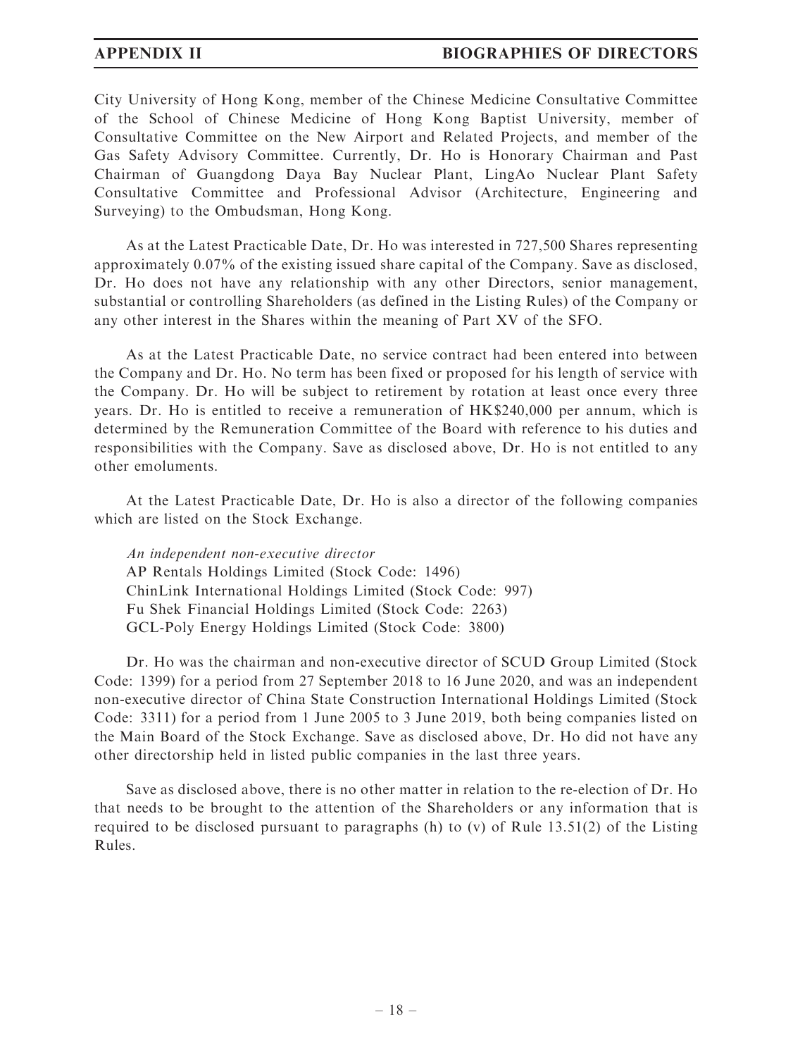City University of Hong Kong, member of the Chinese Medicine Consultative Committee of the School of Chinese Medicine of Hong Kong Baptist University, member of Consultative Committee on the New Airport and Related Projects, and member of the Gas Safety Advisory Committee. Currently, Dr. Ho is Honorary Chairman and Past Chairman of Guangdong Daya Bay Nuclear Plant, LingAo Nuclear Plant Safety Consultative Committee and Professional Advisor (Architecture, Engineering and Surveying) to the Ombudsman, Hong Kong.

As at the Latest Practicable Date, Dr. Ho was interested in 727,500 Shares representing approximately 0.07% of the existing issued share capital of the Company. Save as disclosed, Dr. Ho does not have any relationship with any other Directors, senior management, substantial or controlling Shareholders (as defined in the Listing Rules) of the Company or any other interest in the Shares within the meaning of Part XV of the SFO.

As at the Latest Practicable Date, no service contract had been entered into between the Company and Dr. Ho. No term has been fixed or proposed for his length of service with the Company. Dr. Ho will be subject to retirement by rotation at least once every three years. Dr. Ho is entitled to receive a remuneration of HK$240,000 per annum, which is determined by the Remuneration Committee of the Board with reference to his duties and responsibilities with the Company. Save as disclosed above, Dr. Ho is not entitled to any other emoluments.

At the Latest Practicable Date, Dr. Ho is also a director of the following companies which are listed on the Stock Exchange.

*An independent non-executive director*
AP Rentals Holdings Limited (Stock Code: 1496)
ChinLink International Holdings Limited (Stock Code: 997)
Fu Shek Financial Holdings Limited (Stock Code: 2263)
GCL-Poly Energy Holdings Limited (Stock Code: 3800)

Dr. Ho was the chairman and non-executive director of SCUD Group Limited (Stock Code: 1399) for a period from 27 September 2018 to 16 June 2020, and was an independent non-executive director of China State Construction International Holdings Limited (Stock Code: 3311) for a period from 1 June 2005 to 3 June 2019, both being companies listed on the Main Board of the Stock Exchange. Save as disclosed above, Dr. Ho did not have any other directorship held in listed public companies in the last three years.

Save as disclosed above, there is no other matter in relation to the re-election of Dr. Ho that needs to be brought to the attention of the Shareholders or any information that is required to be disclosed pursuant to paragraphs (h) to (v) of Rule 13.51(2) of the Listing Rules.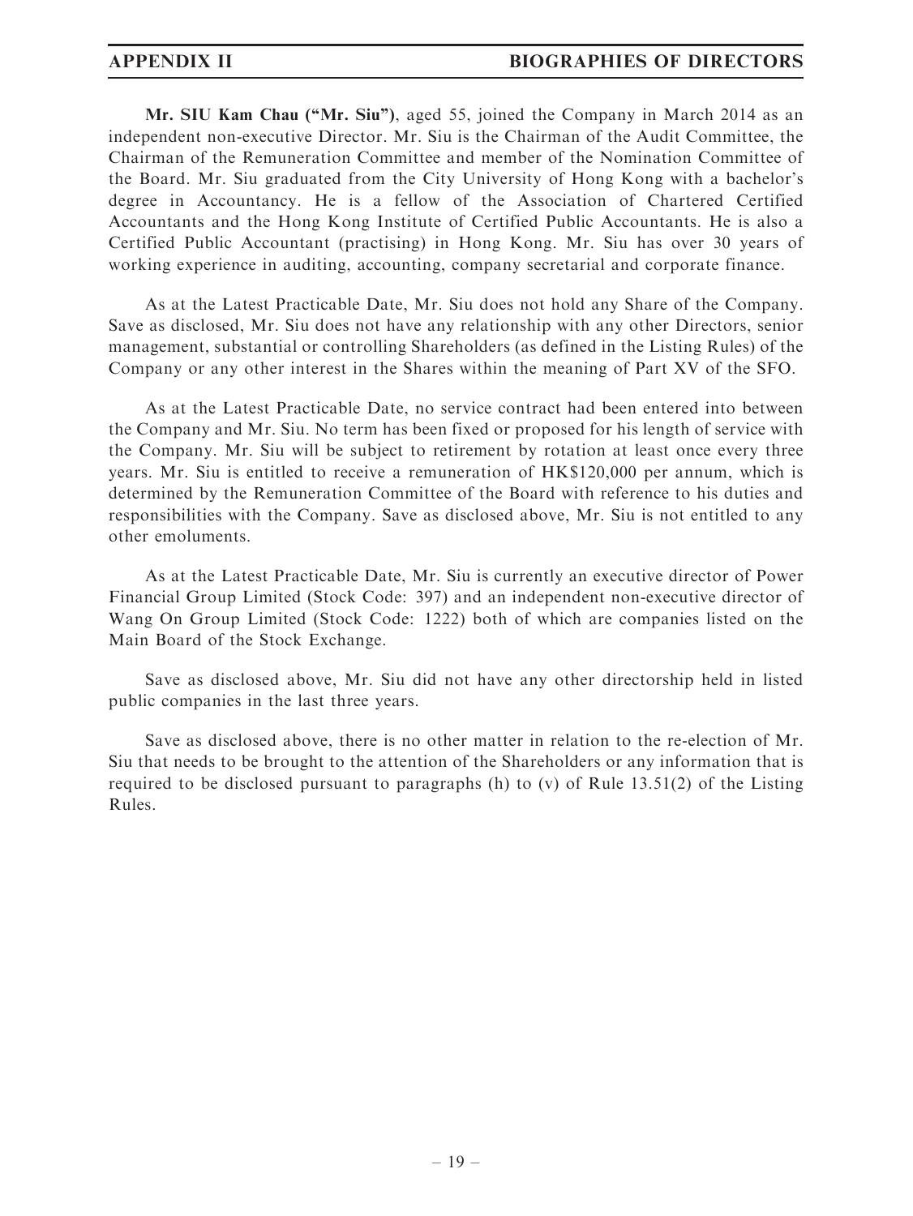**Mr. SIU Kam Chau ("Mr. Siu")**, aged 55, joined the Company in March 2014 as an independent non-executive Director. Mr. Siu is the Chairman of the Audit Committee, the Chairman of the Remuneration Committee and member of the Nomination Committee of the Board. Mr. Siu graduated from the City University of Hong Kong with a bachelor's degree in Accountancy. He is a fellow of the Association of Chartered Certified Accountants and the Hong Kong Institute of Certified Public Accountants. He is also a Certified Public Accountant (practising) in Hong Kong. Mr. Siu has over 30 years of working experience in auditing, accounting, company secretarial and corporate finance.

As at the Latest Practicable Date, Mr. Siu does not hold any Share of the Company. Save as disclosed, Mr. Siu does not have any relationship with any other Directors, senior management, substantial or controlling Shareholders (as defined in the Listing Rules) of the Company or any other interest in the Shares within the meaning of Part XV of the SFO.

As at the Latest Practicable Date, no service contract had been entered into between the Company and Mr. Siu. No term has been fixed or proposed for his length of service with the Company. Mr. Siu will be subject to retirement by rotation at least once every three years. Mr. Siu is entitled to receive a remuneration of HK$120,000 per annum, which is determined by the Remuneration Committee of the Board with reference to his duties and responsibilities with the Company. Save as disclosed above, Mr. Siu is not entitled to any other emoluments.

As at the Latest Practicable Date, Mr. Siu is currently an executive director of Power Financial Group Limited (Stock Code: 397) and an independent non-executive director of Wang On Group Limited (Stock Code: 1222) both of which are companies listed on the Main Board of the Stock Exchange.

Save as disclosed above, Mr. Siu did not have any other directorship held in listed public companies in the last three years.

Save as disclosed above, there is no other matter in relation to the re-election of Mr. Siu that needs to be brought to the attention of the Shareholders or any information that is required to be disclosed pursuant to paragraphs (h) to (v) of Rule 13.51(2) of the Listing Rules.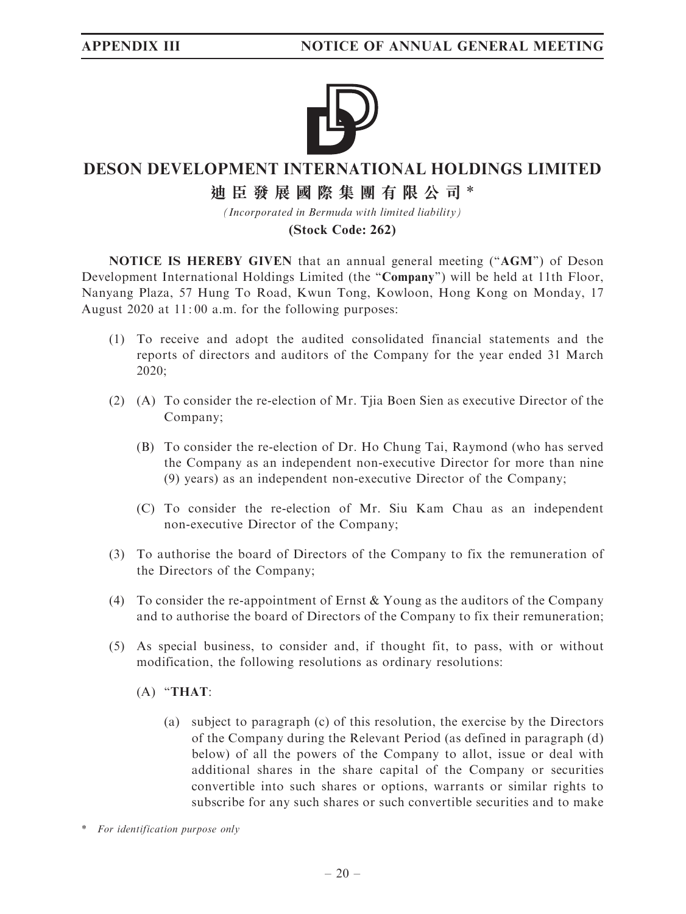# DESON DEVELOPMENT INTERNATIONAL HOLDINGS LIMITED

## 迪臣發展國際集團有限公司*

*(Incorporated in Bermuda with limited liability)*

**(Stock Code: 262)**

**NOTICE IS HEREBY GIVEN** that an annual general meeting ("**AGM**") of Deson Development International Holdings Limited (the "**Company**") will be held at 11th Floor, Nanyang Plaza, 57 Hung To Road, Kwun Tong, Kowloon, Hong Kong on Monday, 17 August 2020 at 11:00 a.m. for the following purposes:

(1) To receive and adopt the audited consolidated financial statements and the reports of directors and auditors of the Company for the year ended 31 March 2020;

(2) (A) To consider the re-election of Mr. Tjia Boen Sien as executive Director of the Company;

(B) To consider the re-election of Dr. Ho Chung Tai, Raymond (who has served the Company as an independent non-executive Director for more than nine (9) years) as an independent non-executive Director of the Company;

(C) To consider the re-election of Mr. Siu Kam Chau as an independent non-executive Director of the Company;

(3) To authorise the board of Directors of the Company to fix the remuneration of the Directors of the Company;

(4) To consider the re-appointment of Ernst & Young as the auditors of the Company and to authorise the board of Directors of the Company to fix their remuneration;

(5) As special business, to consider and, if thought fit, to pass, with or without modification, the following resolutions as ordinary resolutions:

(A) "**THAT**:

(a) subject to paragraph (c) of this resolution, the exercise by the Directors of the Company during the Relevant Period (as defined in paragraph (d) below) of all the powers of the Company to allot, issue or deal with additional shares in the share capital of the Company or securities convertible into such shares or options, warrants or similar rights to subscribe for any such shares or such convertible securities and to make

\* *For identification purpose only*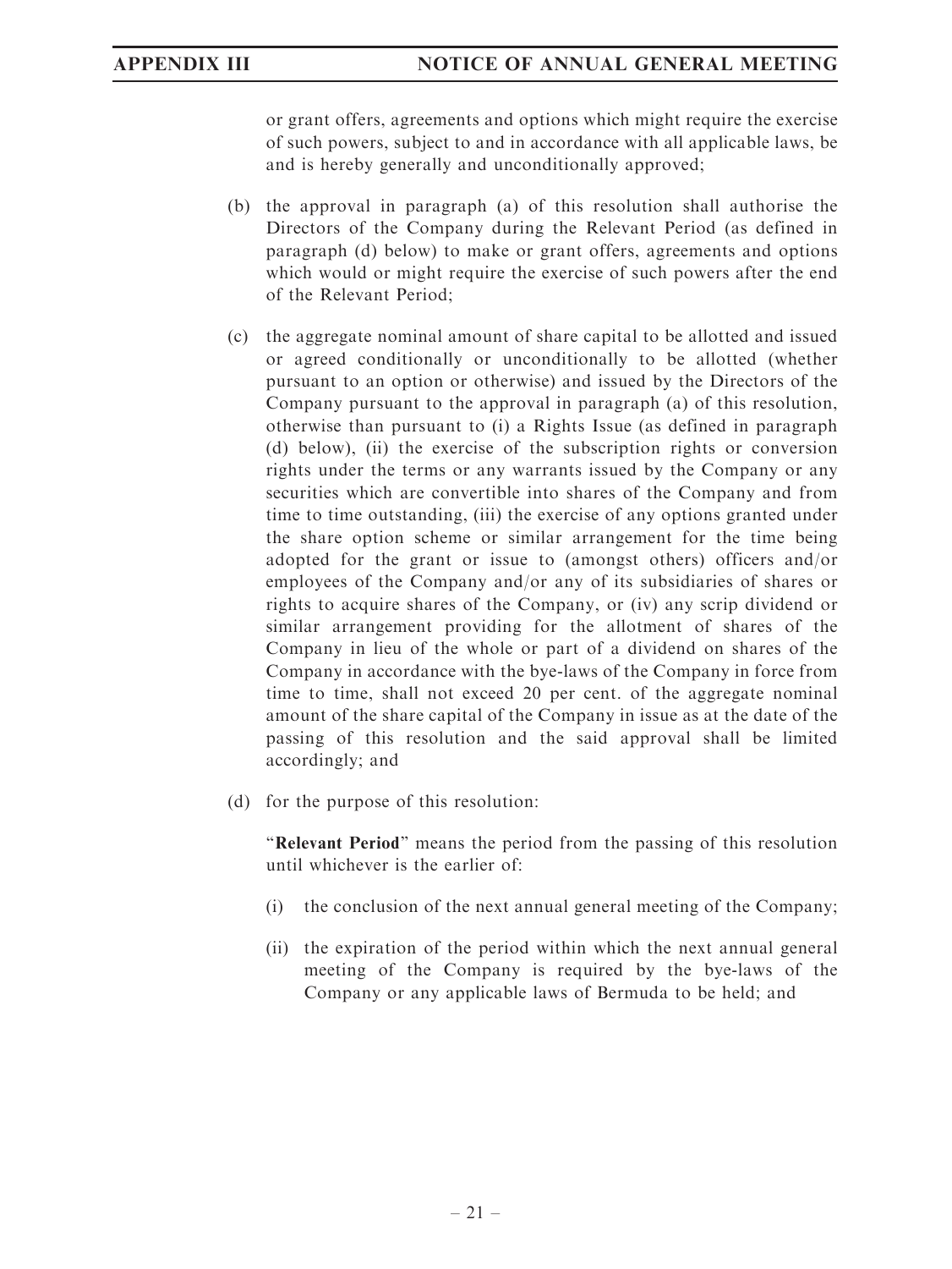or grant offers, agreements and options which might require the exercise of such powers, subject to and in accordance with all applicable laws, be and is hereby generally and unconditionally approved;

(b) the approval in paragraph (a) of this resolution shall authorise the Directors of the Company during the Relevant Period (as defined in paragraph (d) below) to make or grant offers, agreements and options which would or might require the exercise of such powers after the end of the Relevant Period;

(c) the aggregate nominal amount of share capital to be allotted and issued or agreed conditionally or unconditionally to be allotted (whether pursuant to an option or otherwise) and issued by the Directors of the Company pursuant to the approval in paragraph (a) of this resolution, otherwise than pursuant to (i) a Rights Issue (as defined in paragraph (d) below), (ii) the exercise of the subscription rights or conversion rights under the terms or any warrants issued by the Company or any securities which are convertible into shares of the Company and from time to time outstanding, (iii) the exercise of any options granted under the share option scheme or similar arrangement for the time being adopted for the grant or issue to (amongst others) officers and/or employees of the Company and/or any of its subsidiaries of shares or rights to acquire shares of the Company, or (iv) any scrip dividend or similar arrangement providing for the allotment of shares of the Company in lieu of the whole or part of a dividend on shares of the Company in accordance with the bye-laws of the Company in force from time to time, shall not exceed 20 per cent. of the aggregate nominal amount of the share capital of the Company in issue as at the date of the passing of this resolution and the said approval shall be limited accordingly; and

(d) for the purpose of this resolution:

"**Relevant Period**" means the period from the passing of this resolution until whichever is the earlier of:

(i) the conclusion of the next annual general meeting of the Company;

(ii) the expiration of the period within which the next annual general meeting of the Company is required by the bye-laws of the Company or any applicable laws of Bermuda to be held; and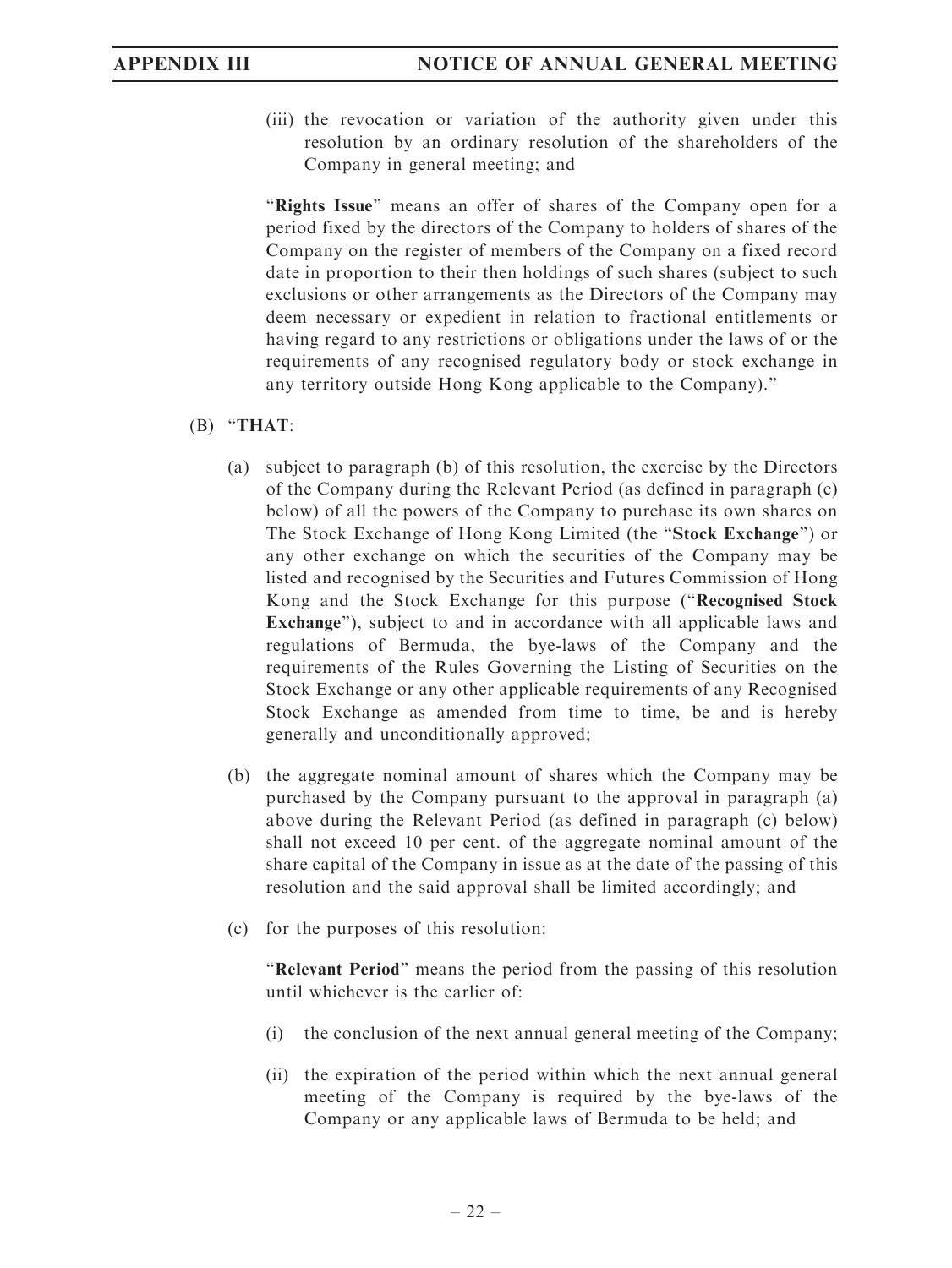(iii) the revocation or variation of the authority given under this resolution by an ordinary resolution of the shareholders of the Company in general meeting; and

"**Rights Issue**" means an offer of shares of the Company open for a period fixed by the directors of the Company to holders of shares of the Company on the register of members of the Company on a fixed record date in proportion to their then holdings of such shares (subject to such exclusions or other arrangements as the Directors of the Company may deem necessary or expedient in relation to fractional entitlements or having regard to any restrictions or obligations under the laws of or the requirements of any recognised regulatory body or stock exchange in any territory outside Hong Kong applicable to the Company)."

(B) "**THAT**:

(a) subject to paragraph (b) of this resolution, the exercise by the Directors of the Company during the Relevant Period (as defined in paragraph (c) below) of all the powers of the Company to purchase its own shares on The Stock Exchange of Hong Kong Limited (the "**Stock Exchange**") or any other exchange on which the securities of the Company may be listed and recognised by the Securities and Futures Commission of Hong Kong and the Stock Exchange for this purpose ("**Recognised Stock Exchange**"), subject to and in accordance with all applicable laws and regulations of Bermuda, the bye-laws of the Company and the requirements of the Rules Governing the Listing of Securities on the Stock Exchange or any other applicable requirements of any Recognised Stock Exchange as amended from time to time, be and is hereby generally and unconditionally approved;

(b) the aggregate nominal amount of shares which the Company may be purchased by the Company pursuant to the approval in paragraph (a) above during the Relevant Period (as defined in paragraph (c) below) shall not exceed 10 per cent. of the aggregate nominal amount of the share capital of the Company in issue as at the date of the passing of this resolution and the said approval shall be limited accordingly; and

(c) for the purposes of this resolution:

"**Relevant Period**" means the period from the passing of this resolution until whichever is the earlier of:

(i) the conclusion of the next annual general meeting of the Company;

(ii) the expiration of the period within which the next annual general meeting of the Company is required by the bye-laws of the Company or any applicable laws of Bermuda to be held; and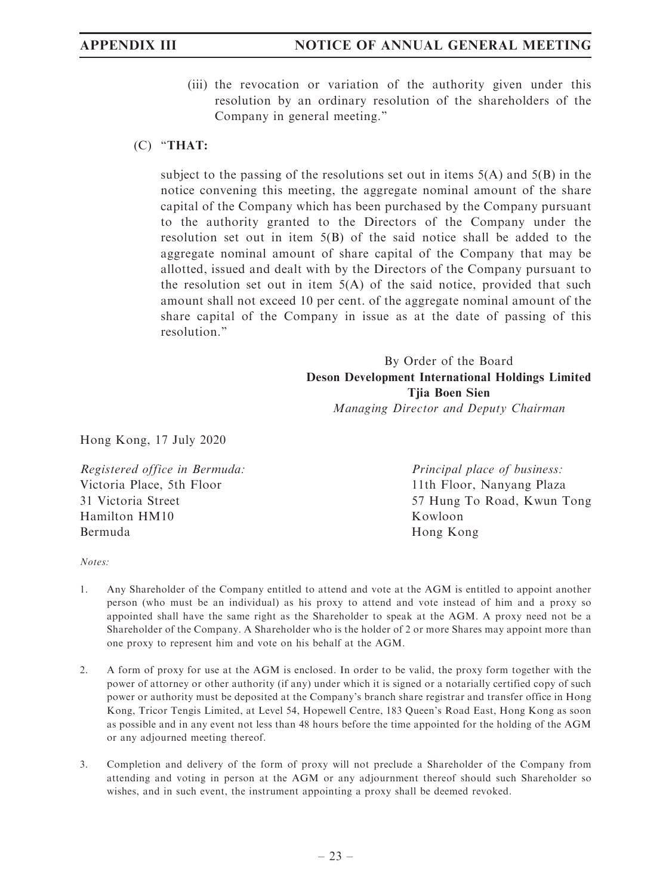(iii) the revocation or variation of the authority given under this resolution by an ordinary resolution of the shareholders of the Company in general meeting."

(C) "**THAT:**

subject to the passing of the resolutions set out in items 5(A) and 5(B) in the notice convening this meeting, the aggregate nominal amount of the share capital of the Company which has been purchased by the Company pursuant to the authority granted to the Directors of the Company under the resolution set out in item 5(B) of the said notice shall be added to the aggregate nominal amount of share capital of the Company that may be allotted, issued and dealt with by the Directors of the Company pursuant to the resolution set out in item 5(A) of the said notice, provided that such amount shall not exceed 10 per cent. of the aggregate nominal amount of the share capital of the Company in issue as at the date of passing of this resolution."

By Order of the Board
**Deson Development International Holdings Limited**
**Tjia Boen Sien**
*Managing Director and Deputy Chairman*

Hong Kong, 17 July 2020

*Registered office in Bermuda:*
Victoria Place, 5th Floor
31 Victoria Street
Hamilton HM10
Bermuda

*Principal place of business:*
11th Floor, Nanyang Plaza
57 Hung To Road, Kwun Tong
Kowloon
Hong Kong

*Notes:*

1. Any Shareholder of the Company entitled to attend and vote at the AGM is entitled to appoint another person (who must be an individual) as his proxy to attend and vote instead of him and a proxy so appointed shall have the same right as the Shareholder to speak at the AGM. A proxy need not be a Shareholder of the Company. A Shareholder who is the holder of 2 or more Shares may appoint more than one proxy to represent him and vote on his behalf at the AGM.

2. A form of proxy for use at the AGM is enclosed. In order to be valid, the proxy form together with the power of attorney or other authority (if any) under which it is signed or a notarially certified copy of such power or authority must be deposited at the Company's branch share registrar and transfer office in Hong Kong, Tricor Tengis Limited, at Level 54, Hopewell Centre, 183 Queen's Road East, Hong Kong as soon as possible and in any event not less than 48 hours before the time appointed for the holding of the AGM or any adjourned meeting thereof.

3. Completion and delivery of the form of proxy will not preclude a Shareholder of the Company from attending and voting in person at the AGM or any adjournment thereof should such Shareholder so wishes, and in such event, the instrument appointing a proxy shall be deemed revoked.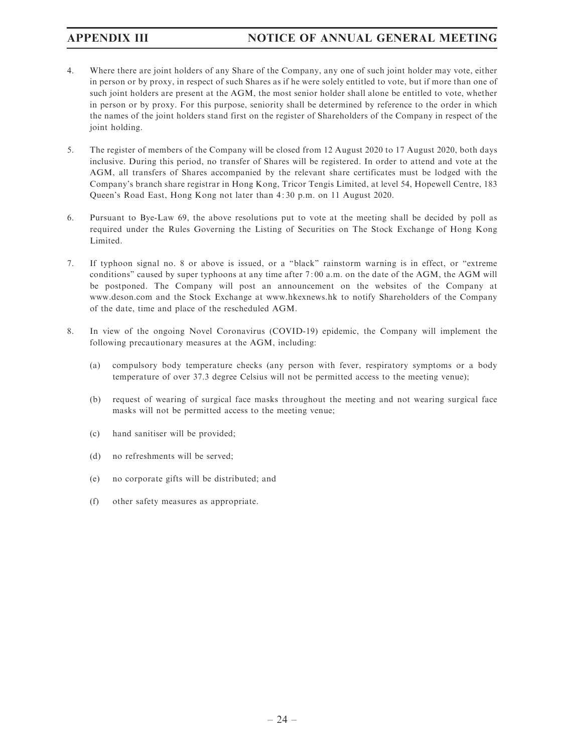4. Where there are joint holders of any Share of the Company, any one of such joint holder may vote, either in person or by proxy, in respect of such Shares as if he were solely entitled to vote, but if more than one of such joint holders are present at the AGM, the most senior holder shall alone be entitled to vote, whether in person or by proxy. For this purpose, seniority shall be determined by reference to the order in which the names of the joint holders stand first on the register of Shareholders of the Company in respect of the joint holding.

5. The register of members of the Company will be closed from 12 August 2020 to 17 August 2020, both days inclusive. During this period, no transfer of Shares will be registered. In order to attend and vote at the AGM, all transfers of Shares accompanied by the relevant share certificates must be lodged with the Company's branch share registrar in Hong Kong, Tricor Tengis Limited, at level 54, Hopewell Centre, 183 Queen's Road East, Hong Kong not later than 4:30 p.m. on 11 August 2020.

6. Pursuant to Bye-Law 69, the above resolutions put to vote at the meeting shall be decided by poll as required under the Rules Governing the Listing of Securities on The Stock Exchange of Hong Kong Limited.

7. If typhoon signal no. 8 or above is issued, or a "black" rainstorm warning is in effect, or "extreme conditions" caused by super typhoons at any time after 7:00 a.m. on the date of the AGM, the AGM will be postponed. The Company will post an announcement on the websites of the Company at www.deson.com and the Stock Exchange at www.hkexnews.hk to notify Shareholders of the Company of the date, time and place of the rescheduled AGM.

8. In view of the ongoing Novel Coronavirus (COVID-19) epidemic, the Company will implement the following precautionary measures at the AGM, including:

   (a) compulsory body temperature checks (any person with fever, respiratory symptoms or a body temperature of over 37.3 degree Celsius will not be permitted access to the meeting venue);

   (b) request of wearing of surgical face masks throughout the meeting and not wearing surgical face masks will not be permitted access to the meeting venue;

   (c) hand sanitiser will be provided;

   (d) no refreshments will be served;

   (e) no corporate gifts will be distributed; and

   (f) other safety measures as appropriate.